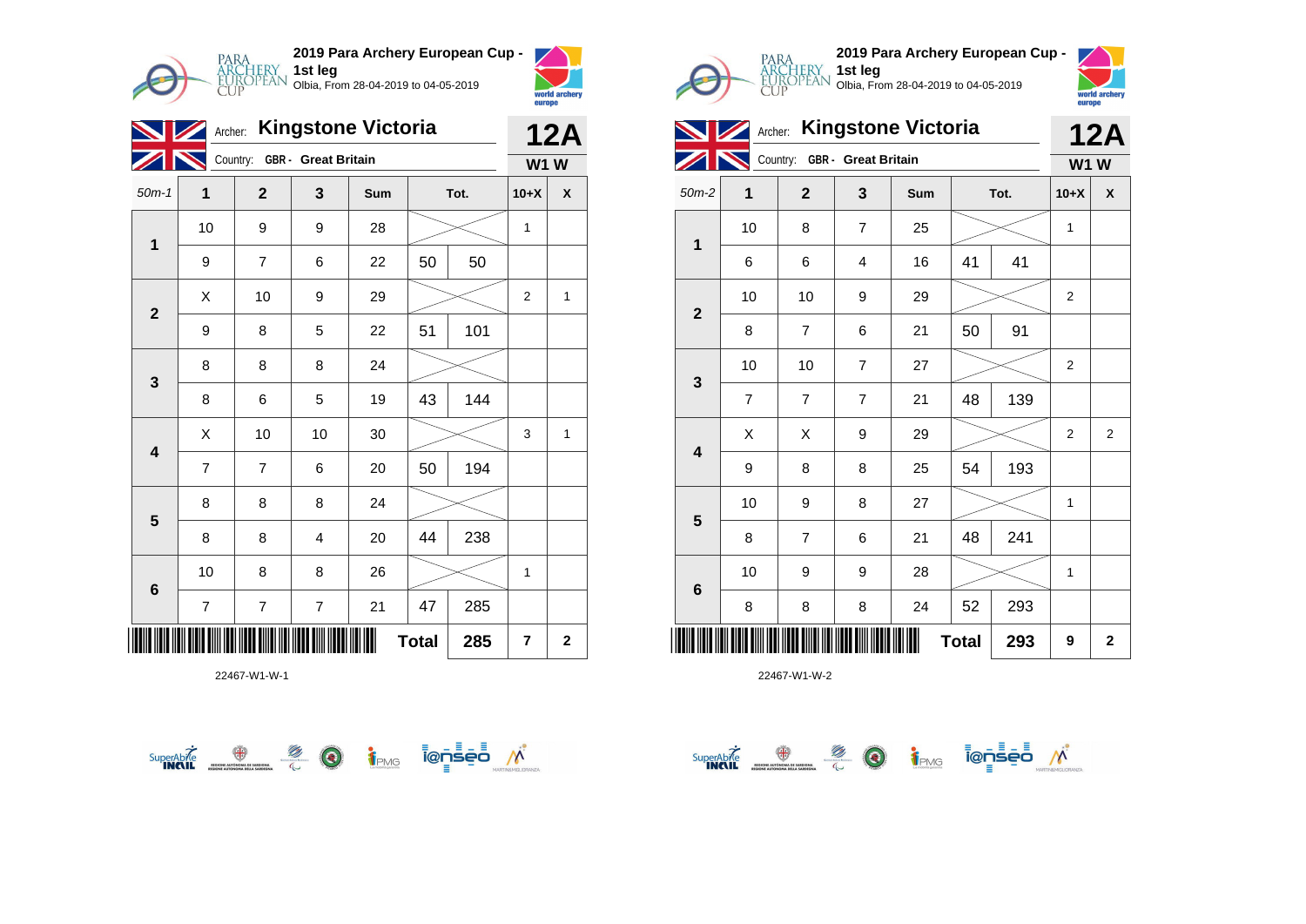**2019 Para Archery European Cup - 1st leg**
Olbia, From 28-04-2019 to 04-05-2019

Archer: **Kingstone Victoria** — **12A**
Country: GBR - Great Britain — **W1 W**

| 50m-1 | 1 | 2 | 3 | Sum | Tot. | | 10+X | X |
|---|---|---|---|---|---|---|---|---|
| 1 | 10 | 9 | 9 | 28 | | | 1 | |
| | 9 | 7 | 6 | 22 | 50 | 50 | | |
| 2 | X | 10 | 9 | 29 | | | 2 | 1 |
| | 9 | 8 | 5 | 22 | 51 | 101 | | |
| 3 | 8 | 8 | 8 | 24 | | | | |
| | 8 | 6 | 5 | 19 | 43 | 144 | | |
| 4 | X | 10 | 10 | 30 | | | 3 | 1 |
| | 7 | 7 | 6 | 20 | 50 | 194 | | |
| 5 | 8 | 8 | 8 | 24 | | | | |
| | 8 | 8 | 4 | 20 | 44 | 238 | | |
| 6 | 10 | 8 | 8 | 26 | | | 1 | |
| | 7 | 7 | 7 | 21 | 47 | 285 | | |
| | | | | | **Total** | **285** | **7** | **2** |

22467-W1-W-1

**2019 Para Archery European Cup - 1st leg**
Olbia, From 28-04-2019 to 04-05-2019

Archer: **Kingstone Victoria** — **12A**
Country: GBR - Great Britain — **W1 W**

| 50m-2 | 1 | 2 | 3 | Sum | Tot. | | 10+X | X |
|---|---|---|---|---|---|---|---|---|
| 1 | 10 | 8 | 7 | 25 | | | 1 | |
| | 6 | 6 | 4 | 16 | 41 | 41 | | |
| 2 | 10 | 10 | 9 | 29 | | | 2 | |
| | 8 | 7 | 6 | 21 | 50 | 91 | | |
| 3 | 10 | 10 | 7 | 27 | | | 2 | |
| | 7 | 7 | 7 | 21 | 48 | 139 | | |
| 4 | X | X | 9 | 29 | | | 2 | 2 |
| | 9 | 8 | 8 | 25 | 54 | 193 | | |
| 5 | 10 | 9 | 8 | 27 | | | 1 | |
| | 8 | 7 | 6 | 21 | 48 | 241 | | |
| 6 | 10 | 9 | 9 | 28 | | | 1 | |
| | 8 | 8 | 8 | 24 | 52 | 293 | | |
| | | | | | **Total** | **293** | **9** | **2** |

22467-W1-W-2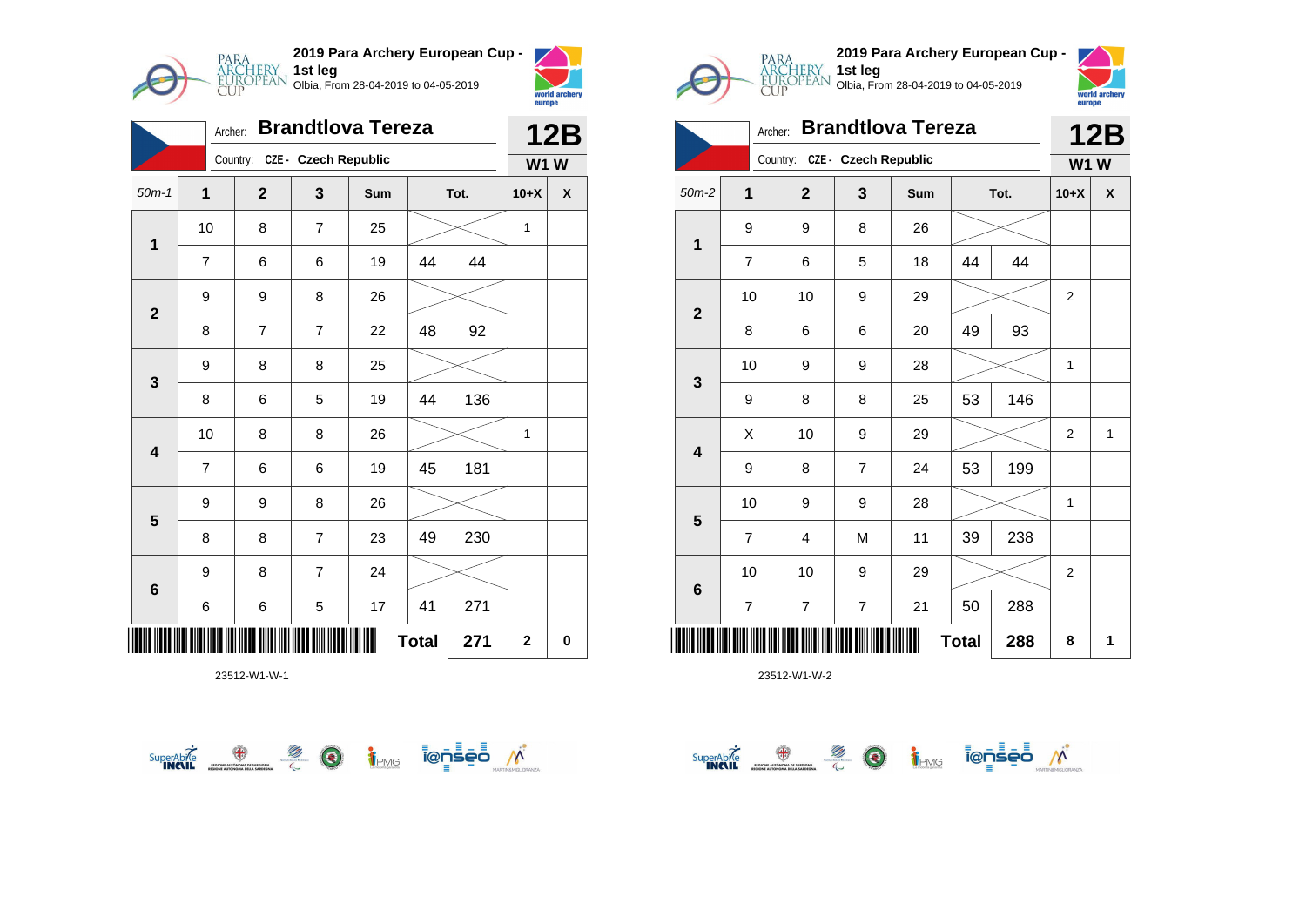**2019 Para Archery European Cup - 1st leg**
Olbia, From 28-04-2019 to 04-05-2019

Archer: **Brandtlova Tereza**
Country: CZE - Czech Republic

**12B**
**W1 W**

| 50m-1 | 1 | 2 | 3 | Sum | Tot. | | 10+X | X |
|---|---|---|---|---|---|---|---|---|
| 1 | 10 | 8 | 7 | 25 | | | 1 | |
| | 7 | 6 | 6 | 19 | 44 | 44 | | |
| 2 | 9 | 9 | 8 | 26 | | | | |
| | 8 | 7 | 7 | 22 | 48 | 92 | | |
| 3 | 9 | 8 | 8 | 25 | | | | |
| | 8 | 6 | 5 | 19 | 44 | 136 | | |
| 4 | 10 | 8 | 8 | 26 | | | 1 | |
| | 7 | 6 | 6 | 19 | 45 | 181 | | |
| 5 | 9 | 9 | 8 | 26 | | | | |
| | 8 | 8 | 7 | 23 | 49 | 230 | | |
| 6 | 9 | 8 | 7 | 24 | | | | |
| | 6 | 6 | 5 | 17 | 41 | 271 | | |
| | | | | | Total | 271 | 2 | 0 |

23512-W1-W-1

**2019 Para Archery European Cup - 1st leg**
Olbia, From 28-04-2019 to 04-05-2019

Archer: **Brandtlova Tereza**
Country: CZE - Czech Republic

**12B**
**W1 W**

| 50m-2 | 1 | 2 | 3 | Sum | Tot. | | 10+X | X |
|---|---|---|---|---|---|---|---|---|
| 1 | 9 | 9 | 8 | 26 | | | | |
| | 7 | 6 | 5 | 18 | 44 | 44 | | |
| 2 | 10 | 10 | 9 | 29 | | | 2 | |
| | 8 | 6 | 6 | 20 | 49 | 93 | | |
| 3 | 10 | 9 | 9 | 28 | | | 1 | |
| | 9 | 8 | 8 | 25 | 53 | 146 | | |
| 4 | X | 10 | 9 | 29 | | | 2 | 1 |
| | 9 | 8 | 7 | 24 | 53 | 199 | | |
| 5 | 10 | 9 | 9 | 28 | | | 1 | |
| | 7 | 4 | M | 11 | 39 | 238 | | |
| 6 | 10 | 10 | 9 | 29 | | | 2 | |
| | 7 | 7 | 7 | 21 | 50 | 288 | | |
| | | | | | Total | 288 | 8 | 1 |

23512-W1-W-2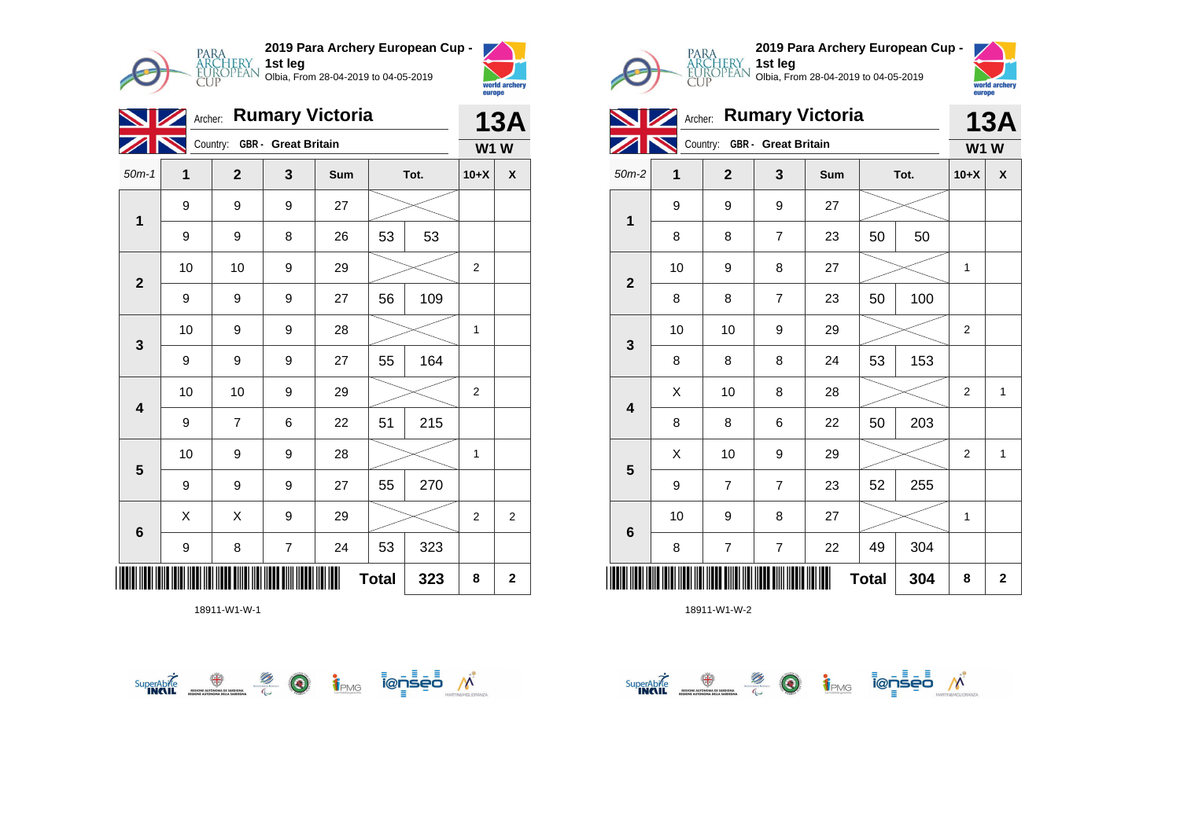## 2019 Para Archery European Cup - 1st leg
Olbia, From 28-04-2019 to 04-05-2019

Archer: **Rumary Victoria** — **13A**
Country: GBR - Great Britain — **W1 W**

| 50m-1 | 1 | 2 | 3 | Sum | Tot. | | 10+X | X |
|---|---|---|---|---|---|---|---|---|
| 1 | 9 | 9 | 9 | 27 | | | | |
| | 9 | 9 | 8 | 26 | 53 | 53 | | |
| 2 | 10 | 10 | 9 | 29 | | | 2 | |
| | 9 | 9 | 9 | 27 | 56 | 109 | | |
| 3 | 10 | 9 | 9 | 28 | | | 1 | |
| | 9 | 9 | 9 | 27 | 55 | 164 | | |
| 4 | 10 | 10 | 9 | 29 | | | 2 | |
| | 9 | 7 | 6 | 22 | 51 | 215 | | |
| 5 | 10 | 9 | 9 | 28 | | | 1 | |
| | 9 | 9 | 9 | 27 | 55 | 270 | | |
| 6 | X | X | 9 | 29 | | | 2 | 2 |
| | 9 | 8 | 7 | 24 | 53 | 323 | | |
| | | | | | **Total** | **323** | **8** | **2** |

18911-W1-W-1

## 2019 Para Archery European Cup - 1st leg
Olbia, From 28-04-2019 to 04-05-2019

Archer: **Rumary Victoria** — **13A**
Country: GBR - Great Britain — **W1 W**

| 50m-2 | 1 | 2 | 3 | Sum | Tot. | | 10+X | X |
|---|---|---|---|---|---|---|---|---|
| 1 | 9 | 9 | 9 | 27 | | | | |
| | 8 | 8 | 7 | 23 | 50 | 50 | | |
| 2 | 10 | 9 | 8 | 27 | | | 1 | |
| | 8 | 8 | 7 | 23 | 50 | 100 | | |
| 3 | 10 | 10 | 9 | 29 | | | 2 | |
| | 8 | 8 | 8 | 24 | 53 | 153 | | |
| 4 | X | 10 | 8 | 28 | | | 2 | 1 |
| | 8 | 8 | 6 | 22 | 50 | 203 | | |
| 5 | X | 10 | 9 | 29 | | | 2 | 1 |
| | 9 | 7 | 7 | 23 | 52 | 255 | | |
| 6 | 10 | 9 | 8 | 27 | | | 1 | |
| | 8 | 7 | 7 | 22 | 49 | 304 | | |
| | | | | | **Total** | **304** | **8** | **2** |

18911-W1-W-2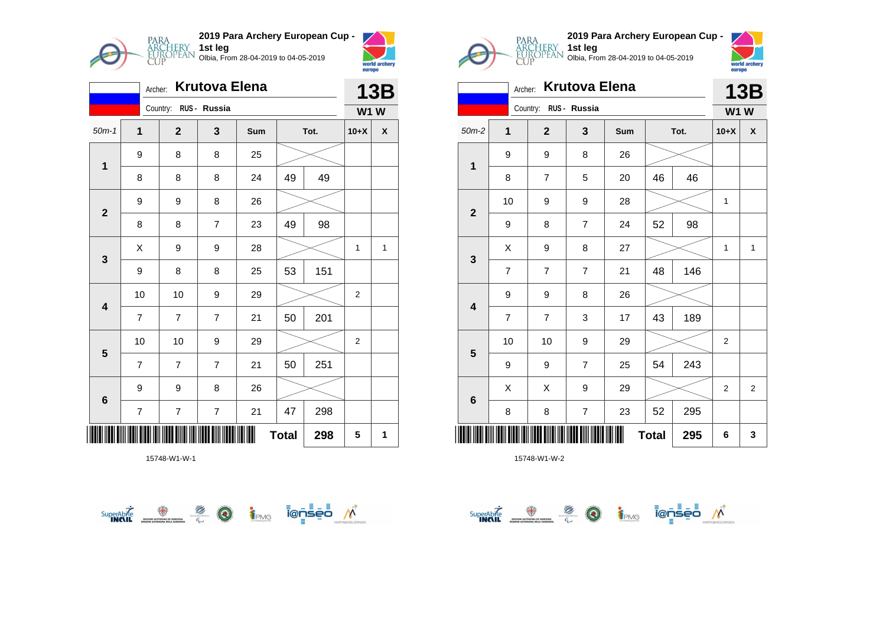## 2019 Para Archery European Cup - 1st leg

Olbia, From 28-04-2019 to 04-05-2019

Archer: **Krutova Elena** — **13B**

Country: RUS - Russia — **W1 W**

| 50m-1 | 1 | 2 | 3 | Sum | Tot. | | 10+X | X |
|---|---|---|---|---|---|---|---|---|
| 1 | 9 | 8 | 8 | 25 | | | | |
| | 8 | 8 | 8 | 24 | 49 | 49 | | |
| 2 | 9 | 9 | 8 | 26 | | | | |
| | 8 | 8 | 7 | 23 | 49 | 98 | | |
| 3 | X | 9 | 9 | 28 | | | 1 | 1 |
| | 9 | 8 | 8 | 25 | 53 | 151 | | |
| 4 | 10 | 10 | 9 | 29 | | | 2 | |
| | 7 | 7 | 7 | 21 | 50 | 201 | | |
| 5 | 10 | 10 | 9 | 29 | | | 2 | |
| | 7 | 7 | 7 | 21 | 50 | 251 | | |
| 6 | 9 | 9 | 8 | 26 | | | | |
| | 7 | 7 | 7 | 21 | 47 | 298 | | |
| | | | | | Total | 298 | 5 | 1 |

15748-W1-W-1

## 2019 Para Archery European Cup - 1st leg

Olbia, From 28-04-2019 to 04-05-2019

Archer: **Krutova Elena** — **13B**

Country: RUS - Russia — **W1 W**

| 50m-2 | 1 | 2 | 3 | Sum | Tot. | | 10+X | X |
|---|---|---|---|---|---|---|---|---|
| 1 | 9 | 9 | 8 | 26 | | | | |
| | 8 | 7 | 5 | 20 | 46 | 46 | | |
| 2 | 10 | 9 | 9 | 28 | | | 1 | |
| | 9 | 8 | 7 | 24 | 52 | 98 | | |
| 3 | X | 9 | 8 | 27 | | | 1 | 1 |
| | 7 | 7 | 7 | 21 | 48 | 146 | | |
| 4 | 9 | 9 | 8 | 26 | | | | |
| | 7 | 7 | 3 | 17 | 43 | 189 | | |
| 5 | 10 | 10 | 9 | 29 | | | 2 | |
| | 9 | 9 | 7 | 25 | 54 | 243 | | |
| 6 | X | X | 9 | 29 | | | 2 | 2 |
| | 8 | 8 | 7 | 23 | 52 | 295 | | |
| | | | | | Total | 295 | 6 | 3 |

15748-W1-W-2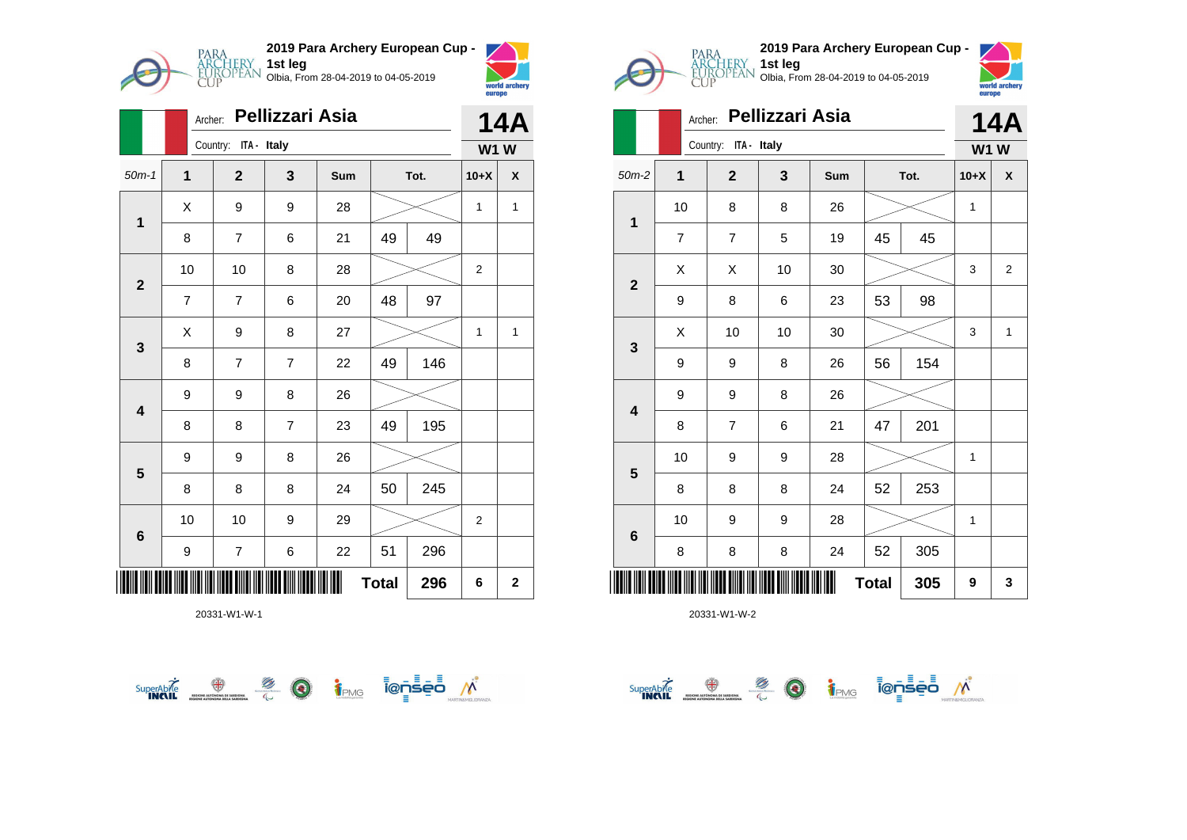## 2019 Para Archery European Cup - 1st leg

Olbia, From 28-04-2019 to 04-05-2019

Archer: **Pellizzari Asia** — **14A**

Country: ITA - Italy — **W1 W**

| 50m-1 | 1 | 2 | 3 | Sum | Tot. | | 10+X | X |
|---|---|---|---|---|---|---|---|---|
| 1 | X | 9 | 9 | 28 | | | 1 | 1 |
| | 8 | 7 | 6 | 21 | 49 | 49 | | |
| 2 | 10 | 10 | 8 | 28 | | | 2 | |
| | 7 | 7 | 6 | 20 | 48 | 97 | | |
| 3 | X | 9 | 8 | 27 | | | 1 | 1 |
| | 8 | 7 | 7 | 22 | 49 | 146 | | |
| 4 | 9 | 9 | 8 | 26 | | | | |
| | 8 | 8 | 7 | 23 | 49 | 195 | | |
| 5 | 9 | 9 | 8 | 26 | | | | |
| | 8 | 8 | 8 | 24 | 50 | 245 | | |
| 6 | 10 | 10 | 9 | 29 | | | 2 | |
| | 9 | 7 | 6 | 22 | 51 | 296 | | |
| | | | | | **Total** | **296** | **6** | **2** |

20331-W1-W-1

## 2019 Para Archery European Cup - 1st leg

Olbia, From 28-04-2019 to 04-05-2019

Archer: **Pellizzari Asia** — **14A**

Country: ITA - Italy — **W1 W**

| 50m-2 | 1 | 2 | 3 | Sum | Tot. | | 10+X | X |
|---|---|---|---|---|---|---|---|---|
| 1 | 10 | 8 | 8 | 26 | | | 1 | |
| | 7 | 7 | 5 | 19 | 45 | 45 | | |
| 2 | X | X | 10 | 30 | | | 3 | 2 |
| | 9 | 8 | 6 | 23 | 53 | 98 | | |
| 3 | X | 10 | 10 | 30 | | | 3 | 1 |
| | 9 | 9 | 8 | 26 | 56 | 154 | | |
| 4 | 9 | 9 | 8 | 26 | | | | |
| | 8 | 7 | 6 | 21 | 47 | 201 | | |
| 5 | 10 | 9 | 9 | 28 | | | 1 | |
| | 8 | 8 | 8 | 24 | 52 | 253 | | |
| 6 | 10 | 9 | 9 | 28 | | | 1 | |
| | 8 | 8 | 8 | 24 | 52 | 305 | | |
| | | | | | **Total** | **305** | **9** | **3** |

20331-W1-W-2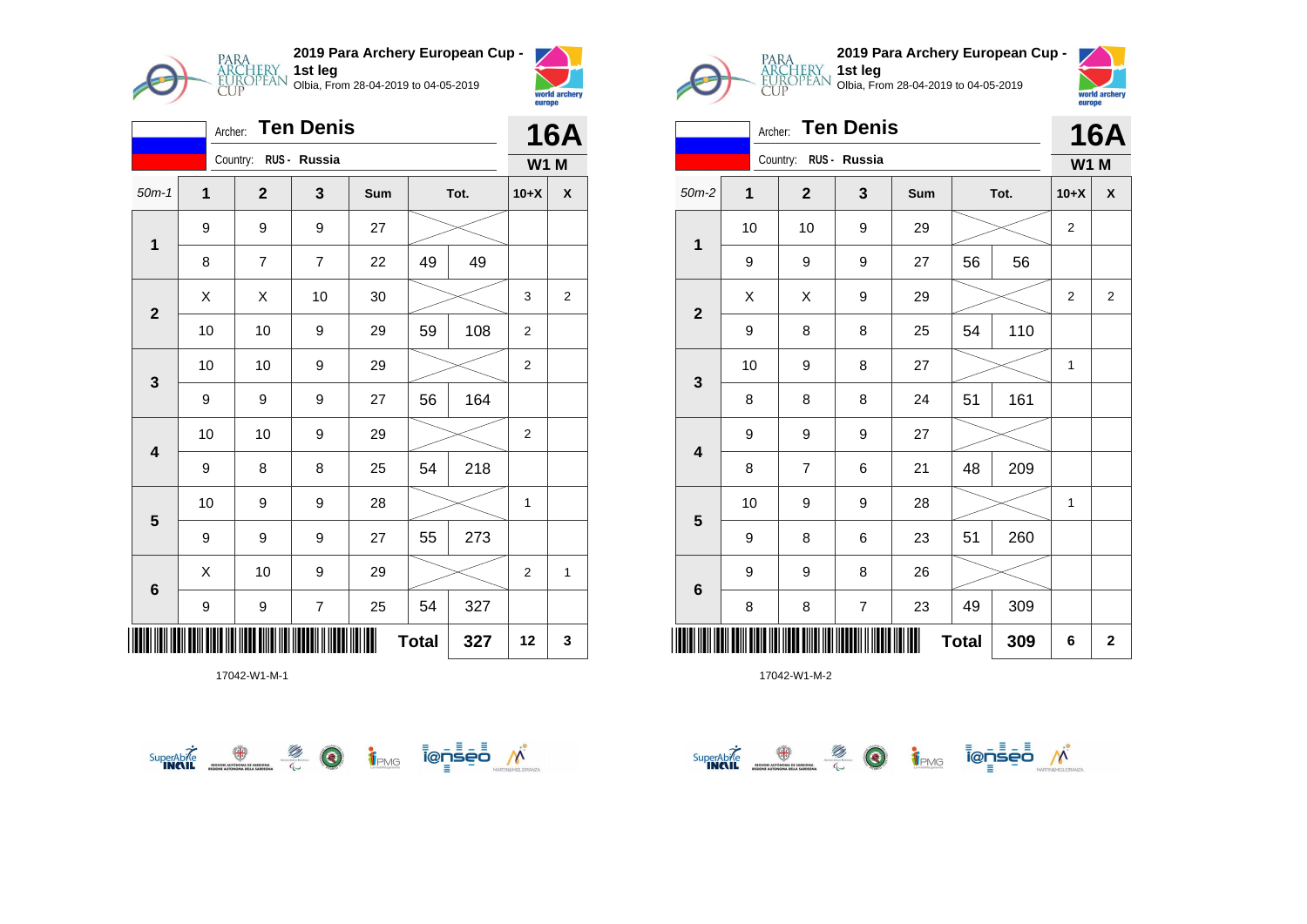## 2019 Para Archery European Cup - 1st leg

Olbia, From 28-04-2019 to 04-05-2019

Archer: **Ten Denis** — **16A**

Country: RUS - Russia — **W1 M**

| 50m-1 | 1 | 2 | 3 | Sum | Tot. | | 10+X | X |
|---|---|---|---|---|---|---|---|---|
| 1 | 9 | 9 | 9 | 27 | | | | |
| | 8 | 7 | 7 | 22 | 49 | 49 | | |
| 2 | X | X | 10 | 30 | | | 3 | 2 |
| | 10 | 10 | 9 | 29 | 59 | 108 | 2 | |
| 3 | 10 | 10 | 9 | 29 | | | 2 | |
| | 9 | 9 | 9 | 27 | 56 | 164 | | |
| 4 | 10 | 10 | 9 | 29 | | | 2 | |
| | 9 | 8 | 8 | 25 | 54 | 218 | | |
| 5 | 10 | 9 | 9 | 28 | | | 1 | |
| | 9 | 9 | 9 | 27 | 55 | 273 | | |
| 6 | X | 10 | 9 | 29 | | | 2 | 1 |
| | 9 | 9 | 7 | 25 | 54 | 327 | | |
| | | | | | **Total** | **327** | **12** | **3** |

17042-W1-M-1

## 2019 Para Archery European Cup - 1st leg

Olbia, From 28-04-2019 to 04-05-2019

Archer: **Ten Denis** — **16A**

Country: RUS - Russia — **W1 M**

| 50m-2 | 1 | 2 | 3 | Sum | Tot. | | 10+X | X |
|---|---|---|---|---|---|---|---|---|
| 1 | 10 | 10 | 9 | 29 | | | 2 | |
| | 9 | 9 | 9 | 27 | 56 | 56 | | |
| 2 | X | X | 9 | 29 | | | 2 | 2 |
| | 9 | 8 | 8 | 25 | 54 | 110 | | |
| 3 | 10 | 9 | 8 | 27 | | | 1 | |
| | 8 | 8 | 8 | 24 | 51 | 161 | | |
| 4 | 9 | 9 | 9 | 27 | | | | |
| | 8 | 7 | 6 | 21 | 48 | 209 | | |
| 5 | 10 | 9 | 9 | 28 | | | 1 | |
| | 9 | 8 | 6 | 23 | 51 | 260 | | |
| 6 | 9 | 9 | 8 | 26 | | | | |
| | 8 | 8 | 7 | 23 | 49 | 309 | | |
| | | | | | **Total** | **309** | **6** | **2** |

17042-W1-M-2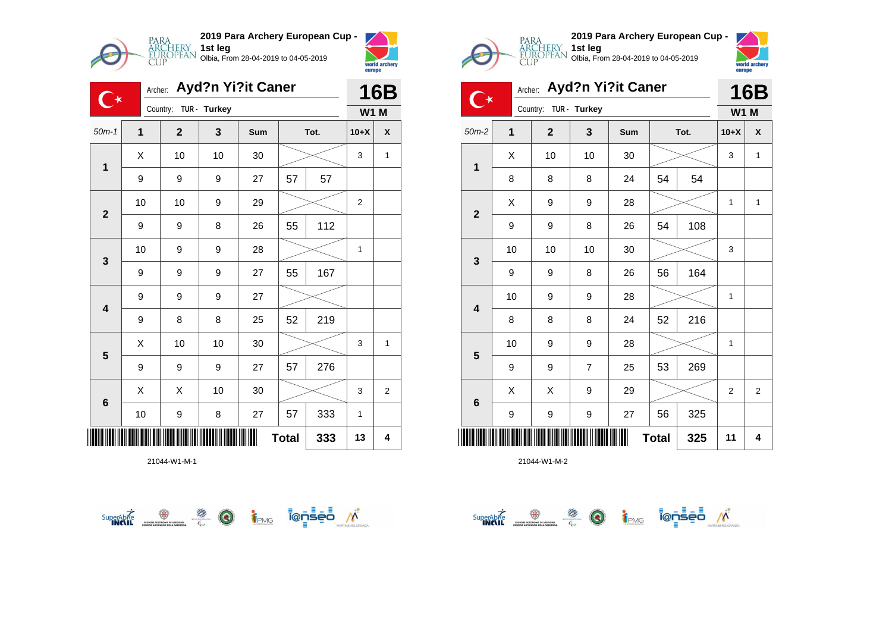## 2019 Para Archery European Cup - 1st leg

Olbia, From 28-04-2019 to 04-05-2019

Archer: **Ayd?n Yi?it Caner** — **16B**

Country: TUR - Turkey — **W1 M**

| 50m-1 | 1 | 2 | 3 | Sum | Tot. | | 10+X | X |
|---|---|---|---|---|---|---|---|---|
| 1 | X | 10 | 10 | 30 | | | 3 | 1 |
| | 9 | 9 | 9 | 27 | 57 | 57 | | |
| 2 | 10 | 10 | 9 | 29 | | | 2 | |
| | 9 | 9 | 8 | 26 | 55 | 112 | | |
| 3 | 10 | 9 | 9 | 28 | | | 1 | |
| | 9 | 9 | 9 | 27 | 55 | 167 | | |
| 4 | 9 | 9 | 9 | 27 | | | | |
| | 9 | 8 | 8 | 25 | 52 | 219 | | |
| 5 | X | 10 | 10 | 30 | | | 3 | 1 |
| | 9 | 9 | 9 | 27 | 57 | 276 | | |
| 6 | X | X | 10 | 30 | | | 3 | 2 |
| | 10 | 9 | 8 | 27 | 57 | 333 | 1 | |
| | | | | | Total | 333 | 13 | 4 |

21044-W1-M-1

## 2019 Para Archery European Cup - 1st leg

Olbia, From 28-04-2019 to 04-05-2019

Archer: **Ayd?n Yi?it Caner** — **16B**

Country: TUR - Turkey — **W1 M**

| 50m-2 | 1 | 2 | 3 | Sum | Tot. | | 10+X | X |
|---|---|---|---|---|---|---|---|---|
| 1 | X | 10 | 10 | 30 | | | 3 | 1 |
| | 8 | 8 | 8 | 24 | 54 | 54 | | |
| 2 | X | 9 | 9 | 28 | | | 1 | 1 |
| | 9 | 9 | 8 | 26 | 54 | 108 | | |
| 3 | 10 | 10 | 10 | 30 | | | 3 | |
| | 9 | 9 | 8 | 26 | 56 | 164 | | |
| 4 | 10 | 9 | 9 | 28 | | | 1 | |
| | 8 | 8 | 8 | 24 | 52 | 216 | | |
| 5 | 10 | 9 | 9 | 28 | | | 1 | |
| | 9 | 9 | 7 | 25 | 53 | 269 | | |
| 6 | X | X | 9 | 29 | | | 2 | 2 |
| | 9 | 9 | 9 | 27 | 56 | 325 | | |
| | | | | | Total | 325 | 11 | 4 |

21044-W1-M-2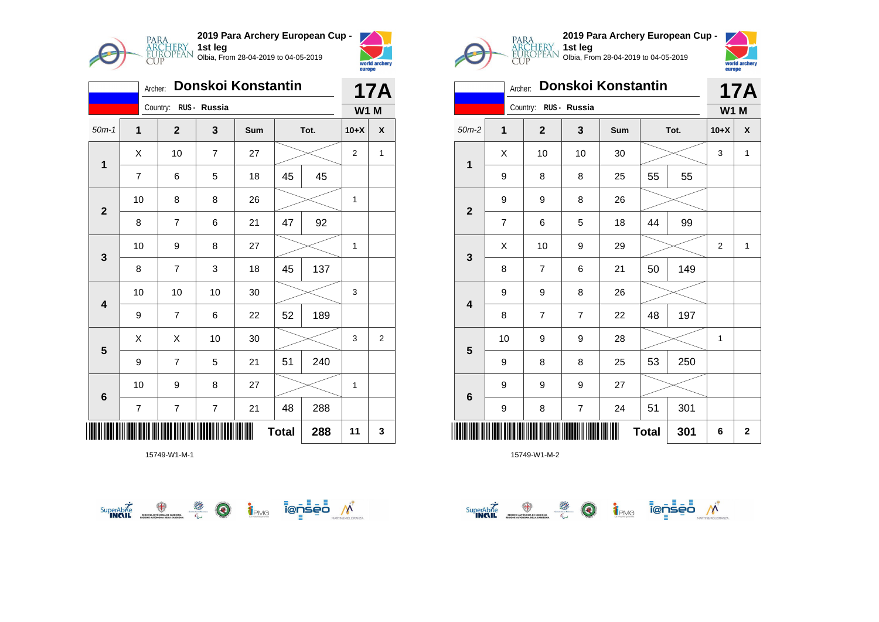## 2019 Para Archery European Cup - 1st leg

Olbia, From 28-04-2019 to 04-05-2019

Archer: **Donskoi Konstantin** — **17A**

Country: RUS - Russia — **W1 M**

| 50m-1 | 1 | 2 | 3 | Sum | Tot. | | 10+X | X |
|---|---|---|---|---|---|---|---|---|
| 1 | X | 10 | 7 | 27 | | | 2 | 1 |
| | 7 | 6 | 5 | 18 | 45 | 45 | | |
| 2 | 10 | 8 | 8 | 26 | | | 1 | |
| | 8 | 7 | 6 | 21 | 47 | 92 | | |
| 3 | 10 | 9 | 8 | 27 | | | 1 | |
| | 8 | 7 | 3 | 18 | 45 | 137 | | |
| 4 | 10 | 10 | 10 | 30 | | | 3 | |
| | 9 | 7 | 6 | 22 | 52 | 189 | | |
| 5 | X | X | 10 | 30 | | | 3 | 2 |
| | 9 | 7 | 5 | 21 | 51 | 240 | | |
| 6 | 10 | 9 | 8 | 27 | | | 1 | |
| | 7 | 7 | 7 | 21 | 48 | 288 | | |
| | | | | | **Total** | **288** | **11** | **3** |

15749-W1-M-1

## 2019 Para Archery European Cup - 1st leg

Olbia, From 28-04-2019 to 04-05-2019

Archer: **Donskoi Konstantin** — **17A**

Country: RUS - Russia — **W1 M**

| 50m-2 | 1 | 2 | 3 | Sum | Tot. | | 10+X | X |
|---|---|---|---|---|---|---|---|---|
| 1 | X | 10 | 10 | 30 | | | 3 | 1 |
| | 9 | 8 | 8 | 25 | 55 | 55 | | |
| 2 | 9 | 9 | 8 | 26 | | | | |
| | 7 | 6 | 5 | 18 | 44 | 99 | | |
| 3 | X | 10 | 9 | 29 | | | 2 | 1 |
| | 8 | 7 | 6 | 21 | 50 | 149 | | |
| 4 | 9 | 9 | 8 | 26 | | | | |
| | 8 | 7 | 7 | 22 | 48 | 197 | | |
| 5 | 10 | 9 | 9 | 28 | | | 1 | |
| | 9 | 8 | 8 | 25 | 53 | 250 | | |
| 6 | 9 | 9 | 9 | 27 | | | | |
| | 9 | 8 | 7 | 24 | 51 | 301 | | |
| | | | | | **Total** | **301** | **6** | **2** |

15749-W1-M-2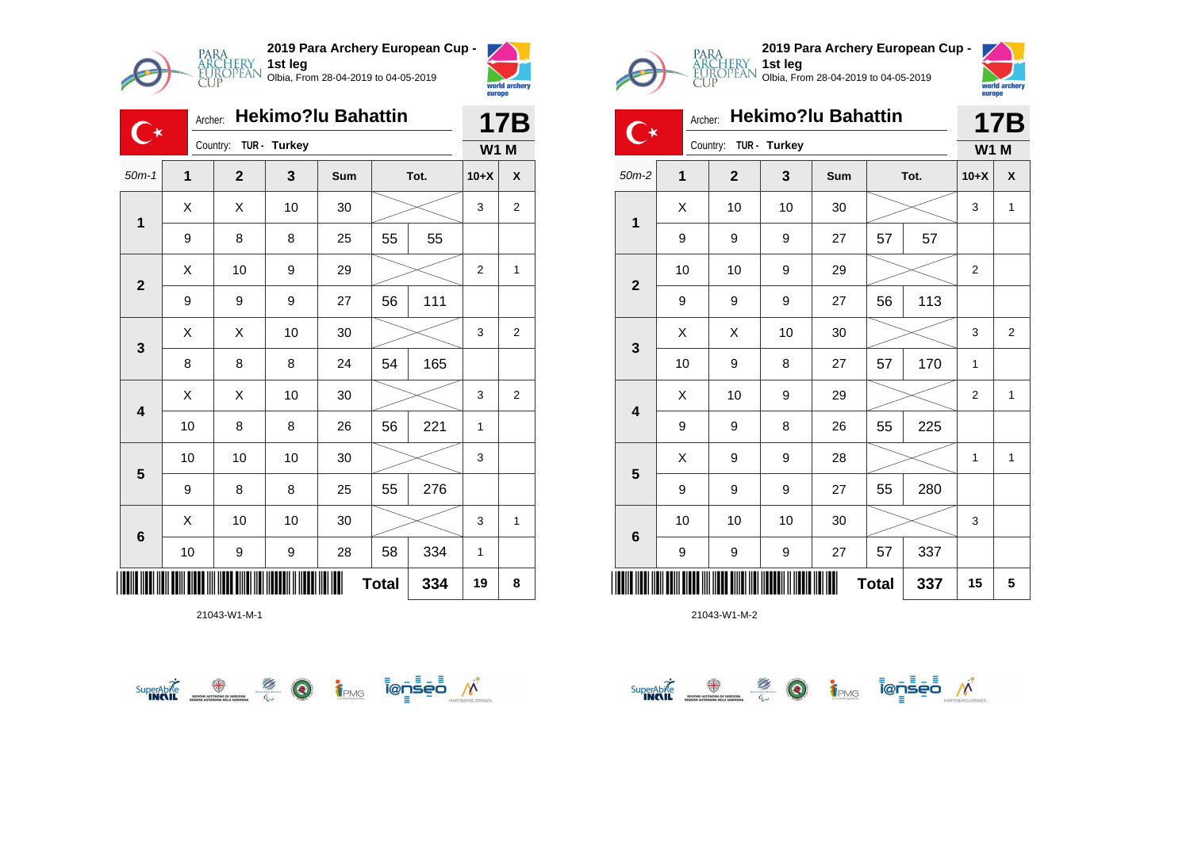## 2019 Para Archery European Cup - 1st leg

Olbia, From 28-04-2019 to 04-05-2019

Archer: **Hekimo?lu Bahattin**

Country: TUR - Turkey

**17B** **W1 M**

| 50m-1 | 1 | 2 | 3 | Sum | Tot. | | 10+X | X |
|---|---|---|---|---|---|---|---|---|
| 1 | X | X | 10 | 30 | | | 3 | 2 |
| | 9 | 8 | 8 | 25 | 55 | 55 | | |
| 2 | X | 10 | 9 | 29 | | | 2 | 1 |
| | 9 | 9 | 9 | 27 | 56 | 111 | | |
| 3 | X | X | 10 | 30 | | | 3 | 2 |
| | 8 | 8 | 8 | 24 | 54 | 165 | | |
| 4 | X | X | 10 | 30 | | | 3 | 2 |
| | 10 | 8 | 8 | 26 | 56 | 221 | 1 | |
| 5 | 10 | 10 | 10 | 30 | | | 3 | |
| | 9 | 8 | 8 | 25 | 55 | 276 | | |
| 6 | X | 10 | 10 | 30 | | | 3 | 1 |
| | 10 | 9 | 9 | 28 | 58 | 334 | 1 | |
| | | | | | **Total** | **334** | **19** | **8** |

21043-W1-M-1

## 2019 Para Archery European Cup - 1st leg

Olbia, From 28-04-2019 to 04-05-2019

Archer: **Hekimo?lu Bahattin**

Country: TUR - Turkey

**17B** **W1 M**

| 50m-2 | 1 | 2 | 3 | Sum | Tot. | | 10+X | X |
|---|---|---|---|---|---|---|---|---|
| 1 | X | 10 | 10 | 30 | | | 3 | 1 |
| | 9 | 9 | 9 | 27 | 57 | 57 | | |
| 2 | 10 | 10 | 9 | 29 | | | 2 | |
| | 9 | 9 | 9 | 27 | 56 | 113 | | |
| 3 | X | X | 10 | 30 | | | 3 | 2 |
| | 10 | 9 | 8 | 27 | 57 | 170 | 1 | |
| 4 | X | 10 | 9 | 29 | | | 2 | 1 |
| | 9 | 9 | 8 | 26 | 55 | 225 | | |
| 5 | X | 9 | 9 | 28 | | | 1 | 1 |
| | 9 | 9 | 9 | 27 | 55 | 280 | | |
| 6 | 10 | 10 | 10 | 30 | | | 3 | |
| | 9 | 9 | 9 | 27 | 57 | 337 | | |
| | | | | | **Total** | **337** | **15** | **5** |

21043-W1-M-2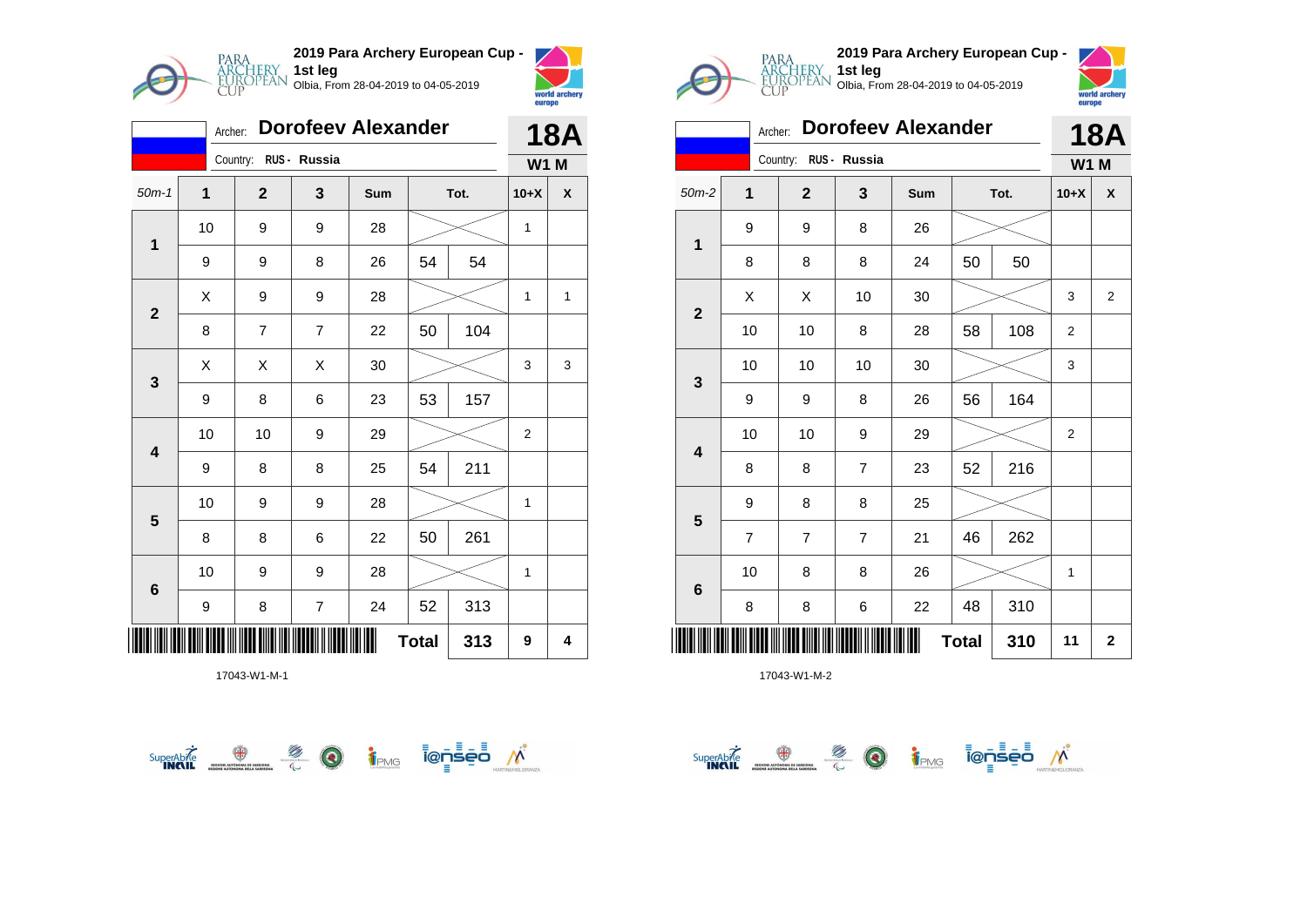2019 Para Archery European Cup - 1st leg
Olbia, From 28-04-2019 to 04-05-2019

Archer: **Dorofeev Alexander**
Country: RUS - Russia

**18A**
**W1 M**

| 50m-1 | 1 | 2 | 3 | Sum | Tot. | | 10+X | X |
|---|---|---|---|---|---|---|---|---|
| 1 | 10 | 9 | 9 | 28 | | | 1 | |
| | 9 | 9 | 8 | 26 | 54 | 54 | | |
| 2 | X | 9 | 9 | 28 | | | 1 | 1 |
| | 8 | 7 | 7 | 22 | 50 | 104 | | |
| 3 | X | X | X | 30 | | | 3 | 3 |
| | 9 | 8 | 6 | 23 | 53 | 157 | | |
| 4 | 10 | 10 | 9 | 29 | | | 2 | |
| | 9 | 8 | 8 | 25 | 54 | 211 | | |
| 5 | 10 | 9 | 9 | 28 | | | 1 | |
| | 8 | 8 | 6 | 22 | 50 | 261 | | |
| 6 | 10 | 9 | 9 | 28 | | | 1 | |
| | 9 | 8 | 7 | 24 | 52 | 313 | | |
| | | | | | Total | 313 | 9 | 4 |

17043-W1-M-1

2019 Para Archery European Cup - 1st leg
Olbia, From 28-04-2019 to 04-05-2019

Archer: **Dorofeev Alexander**
Country: RUS - Russia

**18A**
**W1 M**

| 50m-2 | 1 | 2 | 3 | Sum | Tot. | | 10+X | X |
|---|---|---|---|---|---|---|---|---|
| 1 | 9 | 9 | 8 | 26 | | | | |
| | 8 | 8 | 8 | 24 | 50 | 50 | | |
| 2 | X | X | 10 | 30 | | | 3 | 2 |
| | 10 | 10 | 8 | 28 | 58 | 108 | 2 | |
| 3 | 10 | 10 | 10 | 30 | | | 3 | |
| | 9 | 9 | 8 | 26 | 56 | 164 | | |
| 4 | 10 | 10 | 9 | 29 | | | 2 | |
| | 8 | 8 | 7 | 23 | 52 | 216 | | |
| 5 | 9 | 8 | 8 | 25 | | | | |
| | 7 | 7 | 7 | 21 | 46 | 262 | | |
| 6 | 10 | 8 | 8 | 26 | | | 1 | |
| | 8 | 8 | 6 | 22 | 48 | 310 | | |
| | | | | | Total | 310 | 11 | 2 |

17043-W1-M-2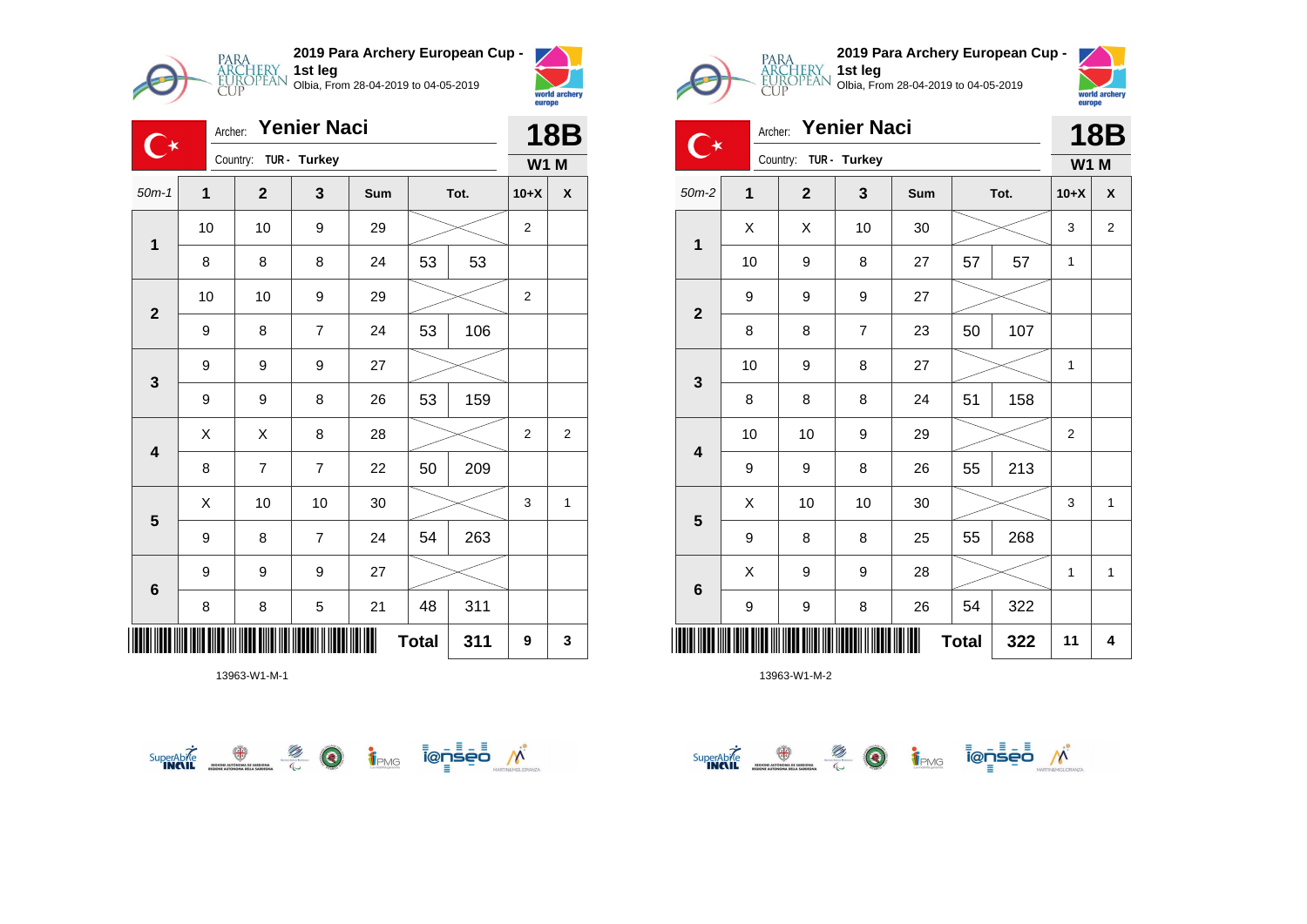**2019 Para Archery European Cup - 1st leg**
Olbia, From 28-04-2019 to 04-05-2019

Archer: **Yenier Naci**
Country: TUR - Turkey

**18B**
**W1 M**

| 50m-1 | 1 | 2 | 3 | Sum | Tot. | | 10+X | X |
|---|---|---|---|---|---|---|---|---|
| 1 | 10 | 10 | 9 | 29 | | | 2 | |
| | 8 | 8 | 8 | 24 | 53 | 53 | | |
| 2 | 10 | 10 | 9 | 29 | | | 2 | |
| | 9 | 8 | 7 | 24 | 53 | 106 | | |
| 3 | 9 | 9 | 9 | 27 | | | | |
| | 9 | 9 | 8 | 26 | 53 | 159 | | |
| 4 | X | X | 8 | 28 | | | 2 | 2 |
| | 8 | 7 | 7 | 22 | 50 | 209 | | |
| 5 | X | 10 | 10 | 30 | | | 3 | 1 |
| | 9 | 8 | 7 | 24 | 54 | 263 | | |
| 6 | 9 | 9 | 9 | 27 | | | | |
| | 8 | 8 | 5 | 21 | 48 | 311 | | |
| | | | | | **Total** | **311** | **9** | **3** |

13963-W1-M-1

**2019 Para Archery European Cup - 1st leg**
Olbia, From 28-04-2019 to 04-05-2019

Archer: **Yenier Naci**
Country: TUR - Turkey

**18B**
**W1 M**

| 50m-2 | 1 | 2 | 3 | Sum | Tot. | | 10+X | X |
|---|---|---|---|---|---|---|---|---|
| 1 | X | X | 10 | 30 | | | 3 | 2 |
| | 10 | 9 | 8 | 27 | 57 | 57 | 1 | |
| 2 | 9 | 9 | 9 | 27 | | | | |
| | 8 | 8 | 7 | 23 | 50 | 107 | | |
| 3 | 10 | 9 | 8 | 27 | | | 1 | |
| | 8 | 8 | 8 | 24 | 51 | 158 | | |
| 4 | 10 | 10 | 9 | 29 | | | 2 | |
| | 9 | 9 | 8 | 26 | 55 | 213 | | |
| 5 | X | 10 | 10 | 30 | | | 3 | 1 |
| | 9 | 8 | 8 | 25 | 55 | 268 | | |
| 6 | X | 9 | 9 | 28 | | | 1 | 1 |
| | 9 | 9 | 8 | 26 | 54 | 322 | | |
| | | | | | **Total** | **322** | **11** | **4** |

13963-W1-M-2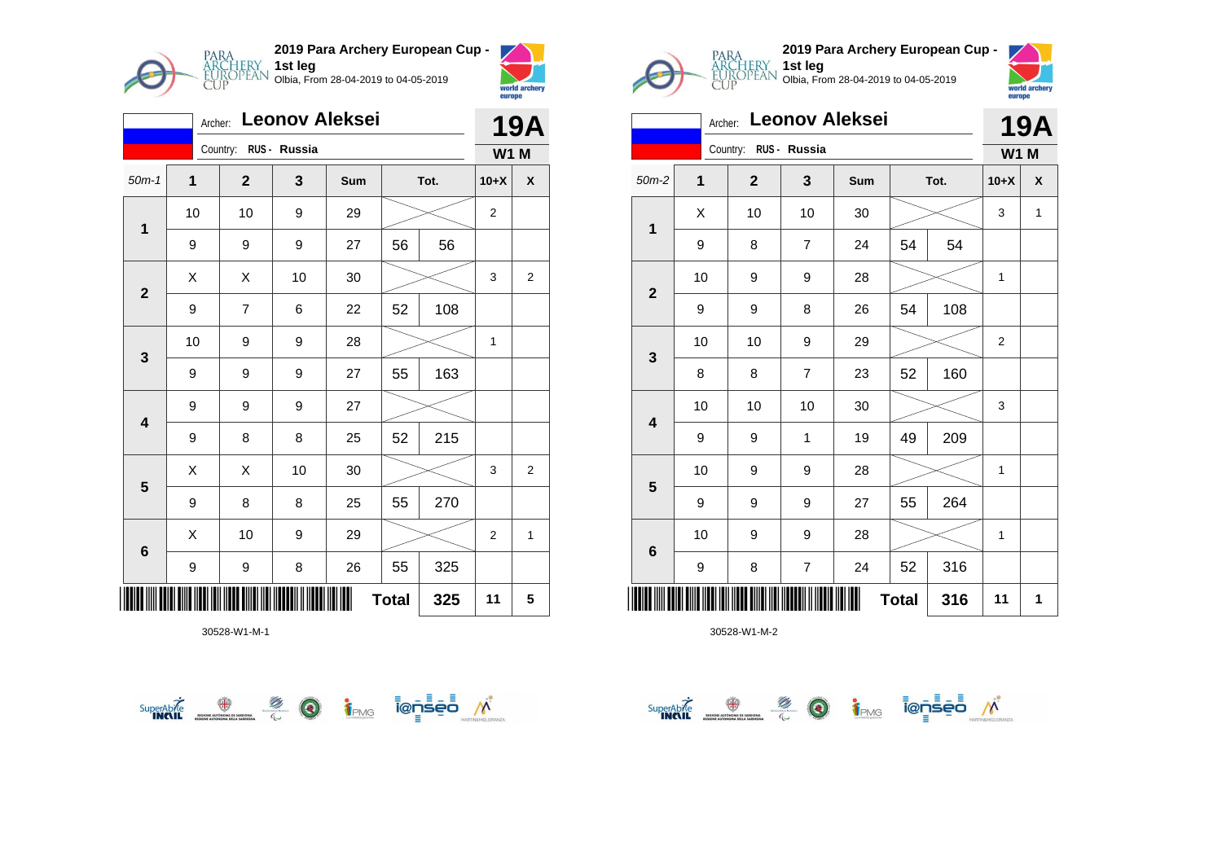## 2019 Para Archery European Cup - 1st leg

Olbia, From 28-04-2019 to 04-05-2019

Archer: **Leonov Aleksei**

Country: RUS - Russia

**19A**

**W1 M**

| 50m-1 | 1 | 2 | 3 | Sum | Tot. | | 10+X | X |
|---|---|---|---|---|---|---|---|---|
| 1 | 10 | 10 | 9 | 29 | | | 2 | |
| | 9 | 9 | 9 | 27 | 56 | 56 | | |
| 2 | X | X | 10 | 30 | | | 3 | 2 |
| | 9 | 7 | 6 | 22 | 52 | 108 | | |
| 3 | 10 | 9 | 9 | 28 | | | 1 | |
| | 9 | 9 | 9 | 27 | 55 | 163 | | |
| 4 | 9 | 9 | 9 | 27 | | | | |
| | 9 | 8 | 8 | 25 | 52 | 215 | | |
| 5 | X | X | 10 | 30 | | | 3 | 2 |
| | 9 | 8 | 8 | 25 | 55 | 270 | | |
| 6 | X | 10 | 9 | 29 | | | 2 | 1 |
| | 9 | 9 | 8 | 26 | 55 | 325 | | |
| | | | | | **Total** | **325** | **11** | **5** |

30528-W1-M-1

## 2019 Para Archery European Cup - 1st leg

Olbia, From 28-04-2019 to 04-05-2019

Archer: **Leonov Aleksei**

Country: RUS - Russia

**19A**

**W1 M**

| 50m-2 | 1 | 2 | 3 | Sum | Tot. | | 10+X | X |
|---|---|---|---|---|---|---|---|---|
| 1 | X | 10 | 10 | 30 | | | 3 | 1 |
| | 9 | 8 | 7 | 24 | 54 | 54 | | |
| 2 | 10 | 9 | 9 | 28 | | | 1 | |
| | 9 | 9 | 8 | 26 | 54 | 108 | | |
| 3 | 10 | 10 | 9 | 29 | | | 2 | |
| | 8 | 8 | 7 | 23 | 52 | 160 | | |
| 4 | 10 | 10 | 10 | 30 | | | 3 | |
| | 9 | 9 | 1 | 19 | 49 | 209 | | |
| 5 | 10 | 9 | 9 | 28 | | | 1 | |
| | 9 | 9 | 9 | 27 | 55 | 264 | | |
| 6 | 10 | 9 | 9 | 28 | | | 1 | |
| | 9 | 8 | 7 | 24 | 52 | 316 | | |
| | | | | | **Total** | **316** | **11** | **1** |

30528-W1-M-2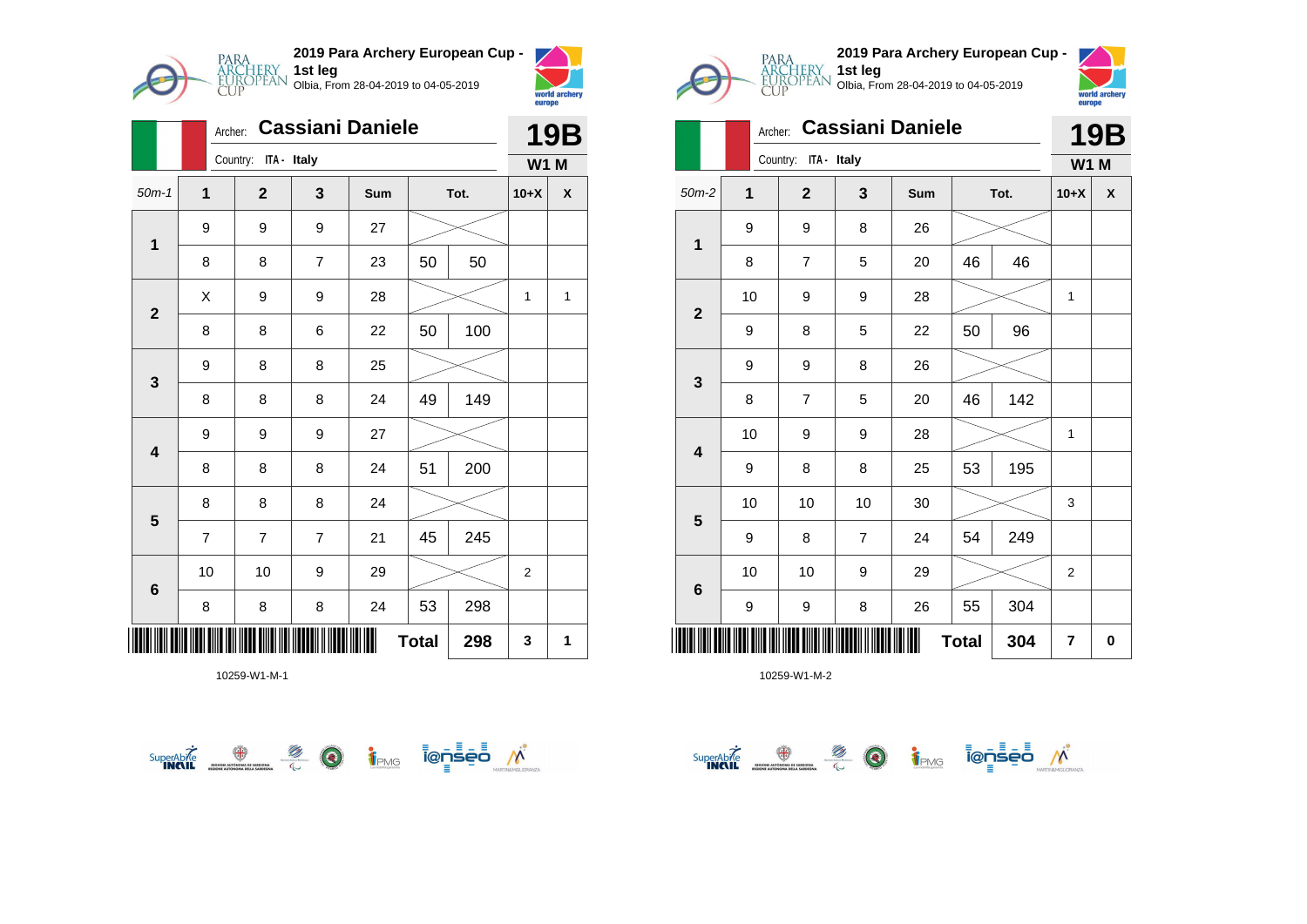## 2019 Para Archery European Cup - 1st leg

Olbia, From 28-04-2019 to 04-05-2019

Archer: **Cassiani Daniele**

Country: ITA - Italy

**19B**

**W1 M**

| 50m-1 | 1 | 2 | 3 | Sum | Tot. | | 10+X | X |
|---|---|---|---|---|---|---|---|---|
| 1 | 9 | 9 | 9 | 27 | | | | |
| | 8 | 8 | 7 | 23 | 50 | 50 | | |
| 2 | X | 9 | 9 | 28 | | | 1 | 1 |
| | 8 | 8 | 6 | 22 | 50 | 100 | | |
| 3 | 9 | 8 | 8 | 25 | | | | |
| | 8 | 8 | 8 | 24 | 49 | 149 | | |
| 4 | 9 | 9 | 9 | 27 | | | | |
| | 8 | 8 | 8 | 24 | 51 | 200 | | |
| 5 | 8 | 8 | 8 | 24 | | | | |
| | 7 | 7 | 7 | 21 | 45 | 245 | | |
| 6 | 10 | 10 | 9 | 29 | | | 2 | |
| | 8 | 8 | 8 | 24 | 53 | 298 | | |
| | | | | Total | | 298 | 3 | 1 |

10259-W1-M-1

## 2019 Para Archery European Cup - 1st leg

Olbia, From 28-04-2019 to 04-05-2019

Archer: **Cassiani Daniele**

Country: ITA - Italy

**19B**

**W1 M**

| 50m-2 | 1 | 2 | 3 | Sum | Tot. | | 10+X | X |
|---|---|---|---|---|---|---|---|---|
| 1 | 9 | 9 | 8 | 26 | | | | |
| | 8 | 7 | 5 | 20 | 46 | 46 | | |
| 2 | 10 | 9 | 9 | 28 | | | 1 | |
| | 9 | 8 | 5 | 22 | 50 | 96 | | |
| 3 | 9 | 9 | 8 | 26 | | | | |
| | 8 | 7 | 5 | 20 | 46 | 142 | | |
| 4 | 10 | 9 | 9 | 28 | | | 1 | |
| | 9 | 8 | 8 | 25 | 53 | 195 | | |
| 5 | 10 | 10 | 10 | 30 | | | 3 | |
| | 9 | 8 | 7 | 24 | 54 | 249 | | |
| 6 | 10 | 10 | 9 | 29 | | | 2 | |
| | 9 | 9 | 8 | 26 | 55 | 304 | | |
| | | | | Total | | 304 | 7 | 0 |

10259-W1-M-2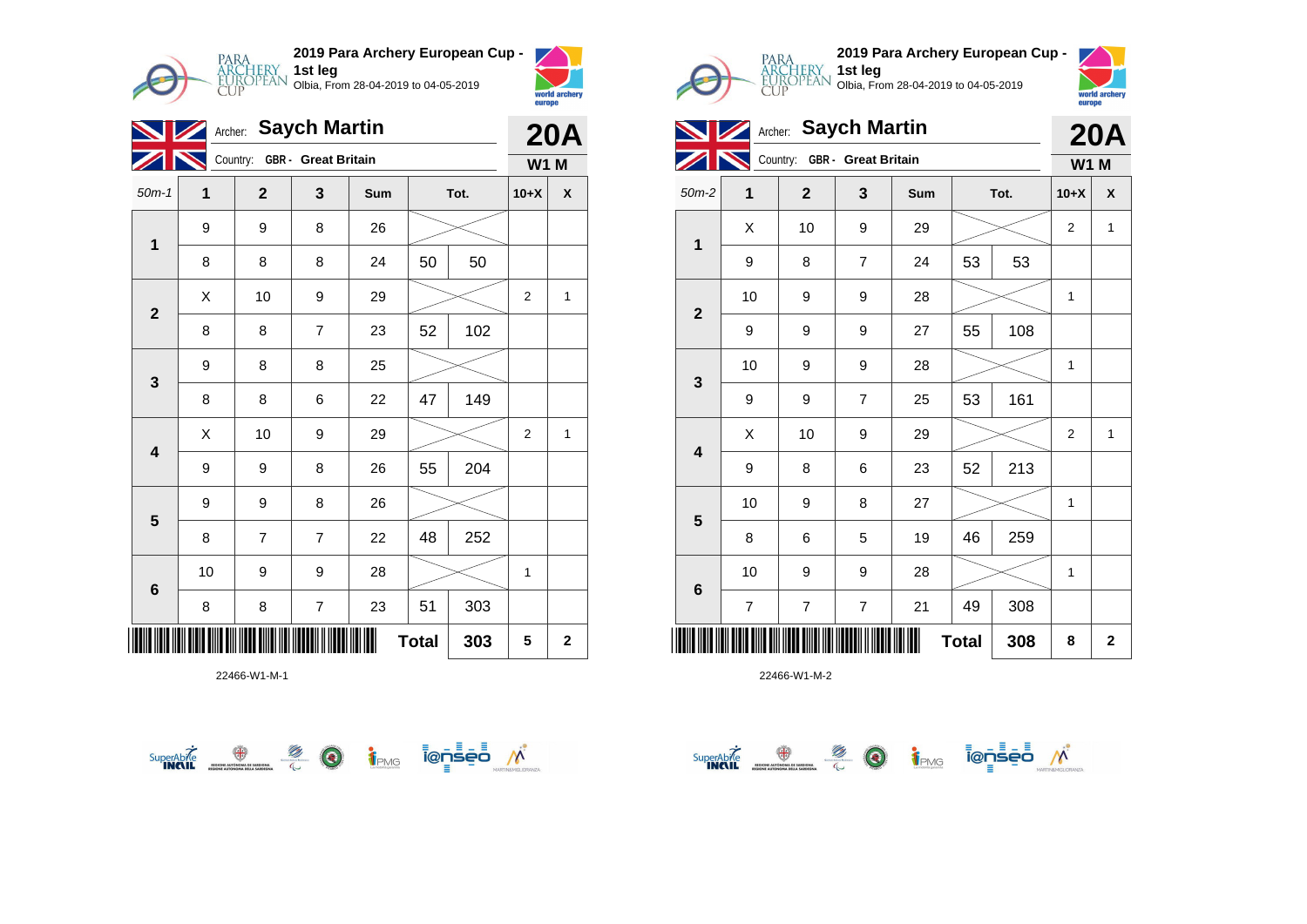## 2019 Para Archery European Cup - 1st leg

Olbia, From 28-04-2019 to 04-05-2019

Archer: **Saych Martin** — **20A**

Country: GBR - Great Britain — **W1 M**

| 50m-1 | 1 | 2 | 3 | Sum | Tot. | | 10+X | X |
|---|---|---|---|---|---|---|---|---|
| 1 | 9 | 9 | 8 | 26 | | | | |
| | 8 | 8 | 8 | 24 | 50 | 50 | | |
| 2 | X | 10 | 9 | 29 | | | 2 | 1 |
| | 8 | 8 | 7 | 23 | 52 | 102 | | |
| 3 | 9 | 8 | 8 | 25 | | | | |
| | 8 | 8 | 6 | 22 | 47 | 149 | | |
| 4 | X | 10 | 9 | 29 | | | 2 | 1 |
| | 9 | 9 | 8 | 26 | 55 | 204 | | |
| 5 | 9 | 9 | 8 | 26 | | | | |
| | 8 | 7 | 7 | 22 | 48 | 252 | | |
| 6 | 10 | 9 | 9 | 28 | | | 1 | |
| | 8 | 8 | 7 | 23 | 51 | 303 | | |
| | | | | | **Total** | **303** | **5** | **2** |

22466-W1-M-1

## 2019 Para Archery European Cup - 1st leg

Olbia, From 28-04-2019 to 04-05-2019

Archer: **Saych Martin** — **20A**

Country: GBR - Great Britain — **W1 M**

| 50m-2 | 1 | 2 | 3 | Sum | Tot. | | 10+X | X |
|---|---|---|---|---|---|---|---|---|
| 1 | X | 10 | 9 | 29 | | | 2 | 1 |
| | 9 | 8 | 7 | 24 | 53 | 53 | | |
| 2 | 10 | 9 | 9 | 28 | | | 1 | |
| | 9 | 9 | 9 | 27 | 55 | 108 | | |
| 3 | 10 | 9 | 9 | 28 | | | 1 | |
| | 9 | 9 | 7 | 25 | 53 | 161 | | |
| 4 | X | 10 | 9 | 29 | | | 2 | 1 |
| | 9 | 8 | 6 | 23 | 52 | 213 | | |
| 5 | 10 | 9 | 8 | 27 | | | 1 | |
| | 8 | 6 | 5 | 19 | 46 | 259 | | |
| 6 | 10 | 9 | 9 | 28 | | | 1 | |
| | 7 | 7 | 7 | 21 | 49 | 308 | | |
| | | | | | **Total** | **308** | **8** | **2** |

22466-W1-M-2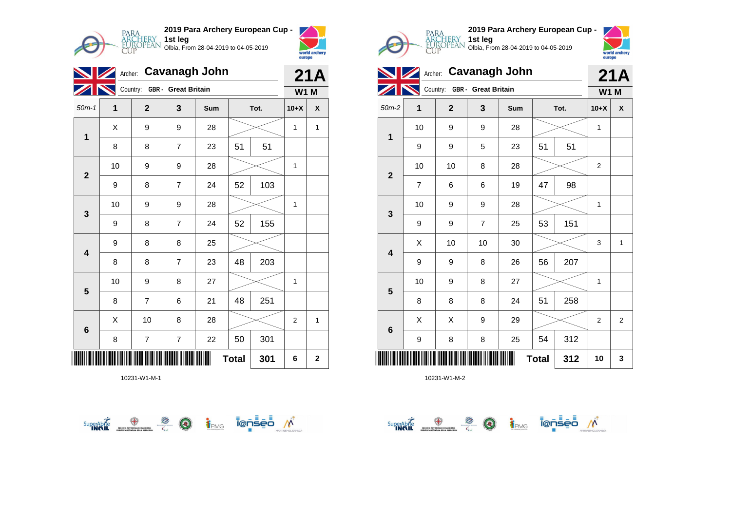## 2019 Para Archery European Cup - 1st leg
Olbia, From 28-04-2019 to 04-05-2019

Archer: **Cavanagh John** — **21A**
Country: GBR - Great Britain — **W1 M**

| 50m-1 | 1 | 2 | 3 | Sum | Tot. | | 10+X | X |
|---|---|---|---|---|---|---|---|---|
| 1 | X | 9 | 9 | 28 | | | 1 | 1 |
| | 8 | 8 | 7 | 23 | 51 | 51 | | |
| 2 | 10 | 9 | 9 | 28 | | | 1 | |
| | 9 | 8 | 7 | 24 | 52 | 103 | | |
| 3 | 10 | 9 | 9 | 28 | | | 1 | |
| | 9 | 8 | 7 | 24 | 52 | 155 | | |
| 4 | 9 | 8 | 8 | 25 | | | | |
| | 8 | 8 | 7 | 23 | 48 | 203 | | |
| 5 | 10 | 9 | 8 | 27 | | | 1 | |
| | 8 | 7 | 6 | 21 | 48 | 251 | | |
| 6 | X | 10 | 8 | 28 | | | 2 | 1 |
| | 8 | 7 | 7 | 22 | 50 | 301 | | |
| | | | | | Total | 301 | 6 | 2 |

10231-W1-M-1

## 2019 Para Archery European Cup - 1st leg
Olbia, From 28-04-2019 to 04-05-2019

Archer: **Cavanagh John** — **21A**
Country: GBR - Great Britain — **W1 M**

| 50m-2 | 1 | 2 | 3 | Sum | Tot. | | 10+X | X |
|---|---|---|---|---|---|---|---|---|
| 1 | 10 | 9 | 9 | 28 | | | 1 | |
| | 9 | 9 | 5 | 23 | 51 | 51 | | |
| 2 | 10 | 10 | 8 | 28 | | | 2 | |
| | 7 | 6 | 6 | 19 | 47 | 98 | | |
| 3 | 10 | 9 | 9 | 28 | | | 1 | |
| | 9 | 9 | 7 | 25 | 53 | 151 | | |
| 4 | X | 10 | 10 | 30 | | | 3 | 1 |
| | 9 | 9 | 8 | 26 | 56 | 207 | | |
| 5 | 10 | 9 | 8 | 27 | | | 1 | |
| | 8 | 8 | 8 | 24 | 51 | 258 | | |
| 6 | X | X | 9 | 29 | | | 2 | 2 |
| | 9 | 8 | 8 | 25 | 54 | 312 | | |
| | | | | | Total | 312 | 10 | 3 |

10231-W1-M-2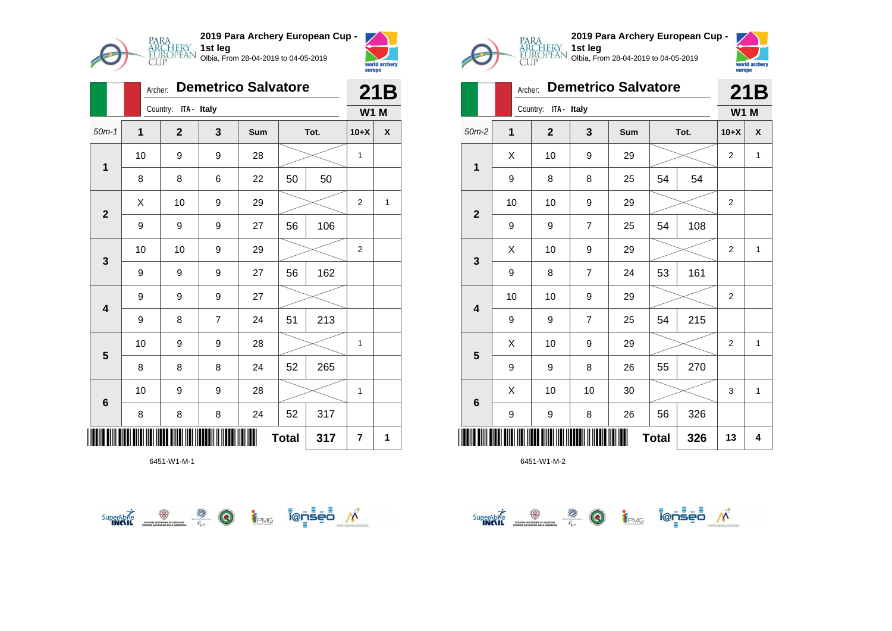**2019 Para Archery European Cup - 1st leg**
Olbia, From 28-04-2019 to 04-05-2019

Archer: **Demetrico Salvatore**
Country: ITA - Italy

**21B**
**W1 M**

| 50m-1 | 1 | 2 | 3 | Sum | Tot. | | 10+X | X |
|---|---|---|---|---|---|---|---|---|
| 1 | 10 | 9 | 9 | 28 | | | 1 | |
| | 8 | 8 | 6 | 22 | 50 | 50 | | |
| 2 | X | 10 | 9 | 29 | | | 2 | 1 |
| | 9 | 9 | 9 | 27 | 56 | 106 | | |
| 3 | 10 | 10 | 9 | 29 | | | 2 | |
| | 9 | 9 | 9 | 27 | 56 | 162 | | |
| 4 | 9 | 9 | 9 | 27 | | | | |
| | 9 | 8 | 7 | 24 | 51 | 213 | | |
| 5 | 10 | 9 | 9 | 28 | | | 1 | |
| | 8 | 8 | 8 | 24 | 52 | 265 | | |
| 6 | 10 | 9 | 9 | 28 | | | 1 | |
| | 8 | 8 | 8 | 24 | 52 | 317 | | |
| | | | | | Total | 317 | 7 | 1 |

6451-W1-M-1

**2019 Para Archery European Cup - 1st leg**
Olbia, From 28-04-2019 to 04-05-2019

Archer: **Demetrico Salvatore**
Country: ITA - Italy

**21B**
**W1 M**

| 50m-2 | 1 | 2 | 3 | Sum | Tot. | | 10+X | X |
|---|---|---|---|---|---|---|---|---|
| 1 | X | 10 | 9 | 29 | | | 2 | 1 |
| | 9 | 8 | 8 | 25 | 54 | 54 | | |
| 2 | 10 | 10 | 9 | 29 | | | 2 | |
| | 9 | 9 | 7 | 25 | 54 | 108 | | |
| 3 | X | 10 | 9 | 29 | | | 2 | 1 |
| | 9 | 8 | 7 | 24 | 53 | 161 | | |
| 4 | 10 | 10 | 9 | 29 | | | 2 | |
| | 9 | 9 | 7 | 25 | 54 | 215 | | |
| 5 | X | 10 | 9 | 29 | | | 2 | 1 |
| | 9 | 9 | 8 | 26 | 55 | 270 | | |
| 6 | X | 10 | 10 | 30 | | | 3 | 1 |
| | 9 | 9 | 8 | 26 | 56 | 326 | | |
| | | | | | Total | 326 | 13 | 4 |

6451-W1-M-2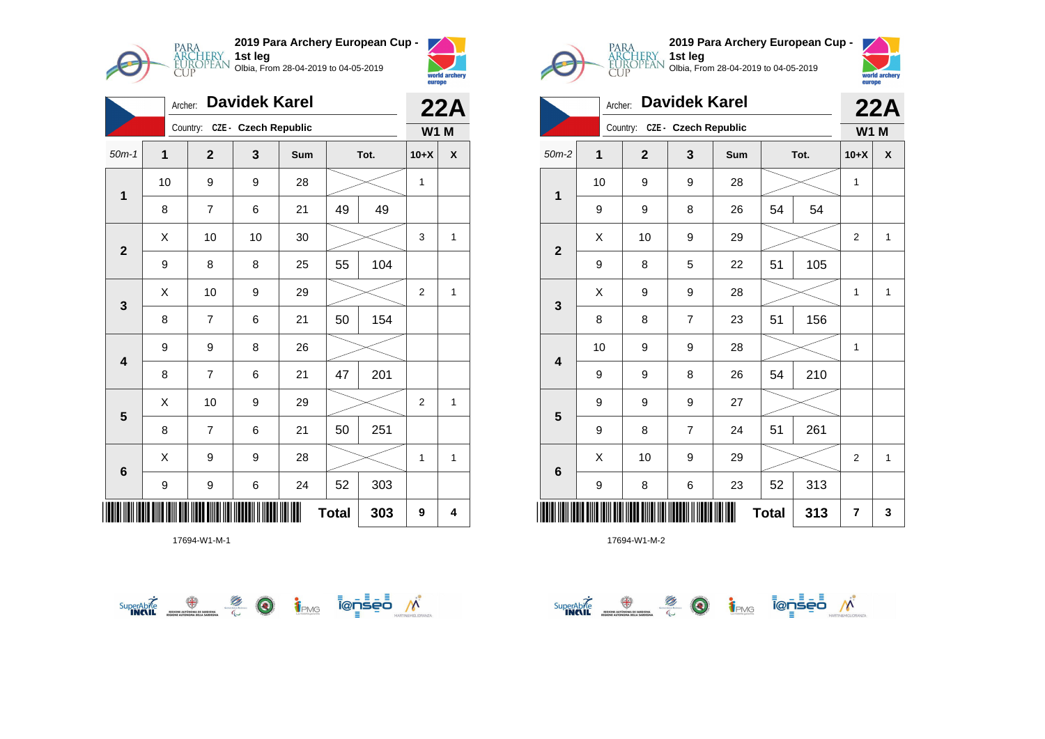## 2019 Para Archery European Cup - 1st leg

Olbia, From 28-04-2019 to 04-05-2019

Archer: **Davidek Karel**

Country: CZE - Czech Republic

**22A** — **W1 M**

| 50m-1 | 1 | 2 | 3 | Sum | Tot. | | 10+X | X |
|---|---|---|---|---|---|---|---|---|
| 1 | 10 | 9 | 9 | 28 | | | 1 | |
| | 8 | 7 | 6 | 21 | 49 | 49 | | |
| 2 | X | 10 | 10 | 30 | | | 3 | 1 |
| | 9 | 8 | 8 | 25 | 55 | 104 | | |
| 3 | X | 10 | 9 | 29 | | | 2 | 1 |
| | 8 | 7 | 6 | 21 | 50 | 154 | | |
| 4 | 9 | 9 | 8 | 26 | | | | |
| | 8 | 7 | 6 | 21 | 47 | 201 | | |
| 5 | X | 10 | 9 | 29 | | | 2 | 1 |
| | 8 | 7 | 6 | 21 | 50 | 251 | | |
| 6 | X | 9 | 9 | 28 | | | 1 | 1 |
| | 9 | 9 | 6 | 24 | 52 | 303 | | |
| | | | | | **Total** | **303** | **9** | **4** |

17694-W1-M-1

## 2019 Para Archery European Cup - 1st leg

Olbia, From 28-04-2019 to 04-05-2019

Archer: **Davidek Karel**

Country: CZE - Czech Republic

**22A** — **W1 M**

| 50m-2 | 1 | 2 | 3 | Sum | Tot. | | 10+X | X |
|---|---|---|---|---|---|---|---|---|
| 1 | 10 | 9 | 9 | 28 | | | 1 | |
| | 9 | 9 | 8 | 26 | 54 | 54 | | |
| 2 | X | 10 | 9 | 29 | | | 2 | 1 |
| | 9 | 8 | 5 | 22 | 51 | 105 | | |
| 3 | X | 9 | 9 | 28 | | | 1 | 1 |
| | 8 | 8 | 7 | 23 | 51 | 156 | | |
| 4 | 10 | 9 | 9 | 28 | | | 1 | |
| | 9 | 9 | 8 | 26 | 54 | 210 | | |
| 5 | 9 | 9 | 9 | 27 | | | | |
| | 9 | 8 | 7 | 24 | 51 | 261 | | |
| 6 | X | 10 | 9 | 29 | | | 2 | 1 |
| | 9 | 8 | 6 | 23 | 52 | 313 | | |
| | | | | | **Total** | **313** | **7** | **3** |

17694-W1-M-2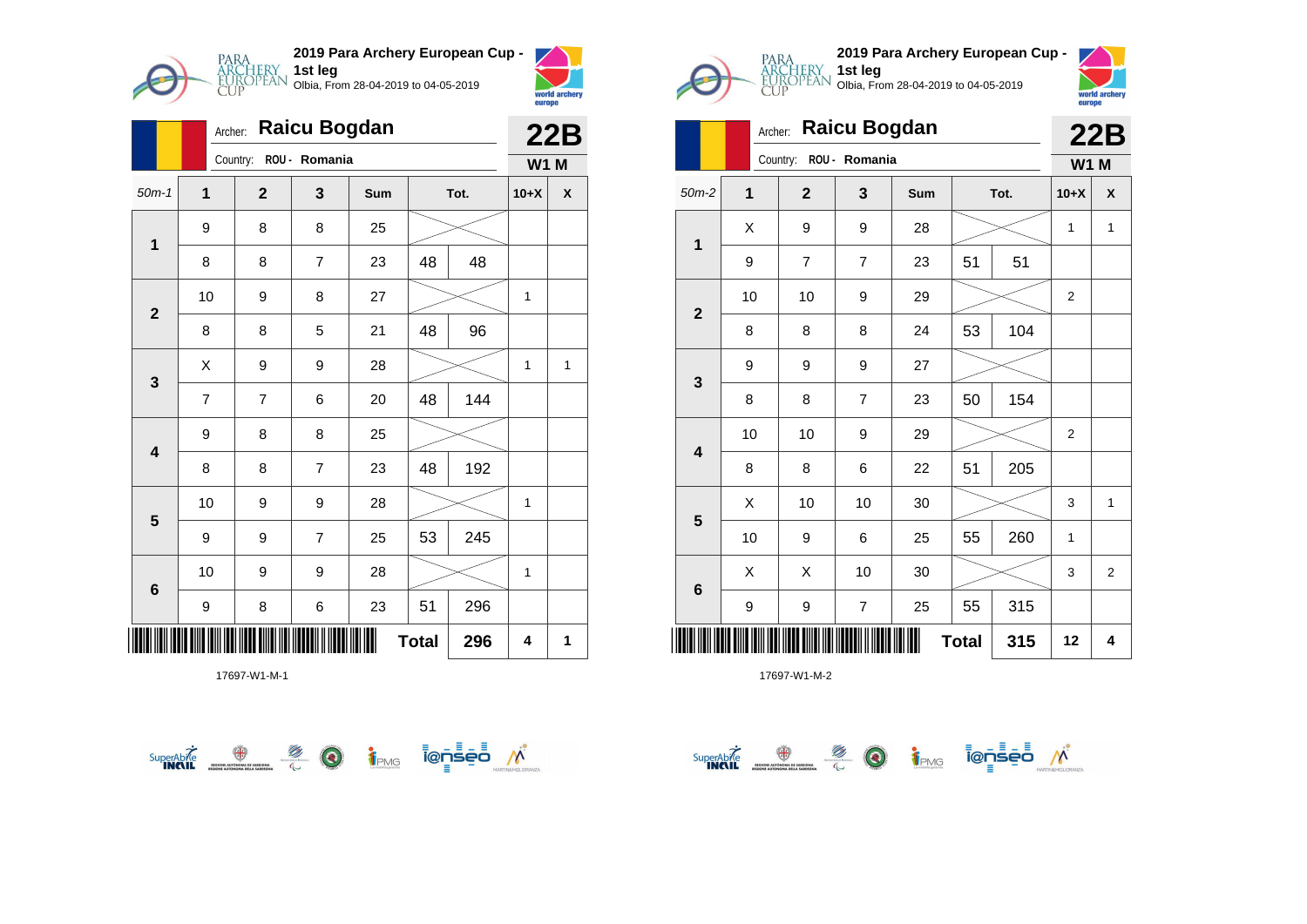## 2019 Para Archery European Cup - 1st leg

Olbia, From 28-04-2019 to 04-05-2019

Archer: **Raicu Bogdan**

Country: ROU - Romania

**22B**

**W1 M**

| 50m-1 | 1 | 2 | 3 | Sum | Tot. | | 10+X | X |
|---|---|---|---|---|---|---|---|---|
| 1 | 9 | 8 | 8 | 25 | | | | |
| | 8 | 8 | 7 | 23 | 48 | 48 | | |
| 2 | 10 | 9 | 8 | 27 | | | 1 | |
| | 8 | 8 | 5 | 21 | 48 | 96 | | |
| 3 | X | 9 | 9 | 28 | | | 1 | 1 |
| | 7 | 7 | 6 | 20 | 48 | 144 | | |
| 4 | 9 | 8 | 8 | 25 | | | | |
| | 8 | 8 | 7 | 23 | 48 | 192 | | |
| 5 | 10 | 9 | 9 | 28 | | | 1 | |
| | 9 | 9 | 7 | 25 | 53 | 245 | | |
| 6 | 10 | 9 | 9 | 28 | | | 1 | |
| | 9 | 8 | 6 | 23 | 51 | 296 | | |
| | | | | | **Total** | **296** | **4** | **1** |

17697-W1-M-1

## 2019 Para Archery European Cup - 1st leg

Olbia, From 28-04-2019 to 04-05-2019

Archer: **Raicu Bogdan**

Country: ROU - Romania

**22B**

**W1 M**

| 50m-2 | 1 | 2 | 3 | Sum | Tot. | | 10+X | X |
|---|---|---|---|---|---|---|---|---|
| 1 | X | 9 | 9 | 28 | | | 1 | 1 |
| | 9 | 7 | 7 | 23 | 51 | 51 | | |
| 2 | 10 | 10 | 9 | 29 | | | 2 | |
| | 8 | 8 | 8 | 24 | 53 | 104 | | |
| 3 | 9 | 9 | 9 | 27 | | | | |
| | 8 | 8 | 7 | 23 | 50 | 154 | | |
| 4 | 10 | 10 | 9 | 29 | | | 2 | |
| | 8 | 8 | 6 | 22 | 51 | 205 | | |
| 5 | X | 10 | 10 | 30 | | | 3 | 1 |
| | 10 | 9 | 6 | 25 | 55 | 260 | 1 | |
| 6 | X | X | 10 | 30 | | | 3 | 2 |
| | 9 | 9 | 7 | 25 | 55 | 315 | | |
| | | | | | **Total** | **315** | **12** | **4** |

17697-W1-M-2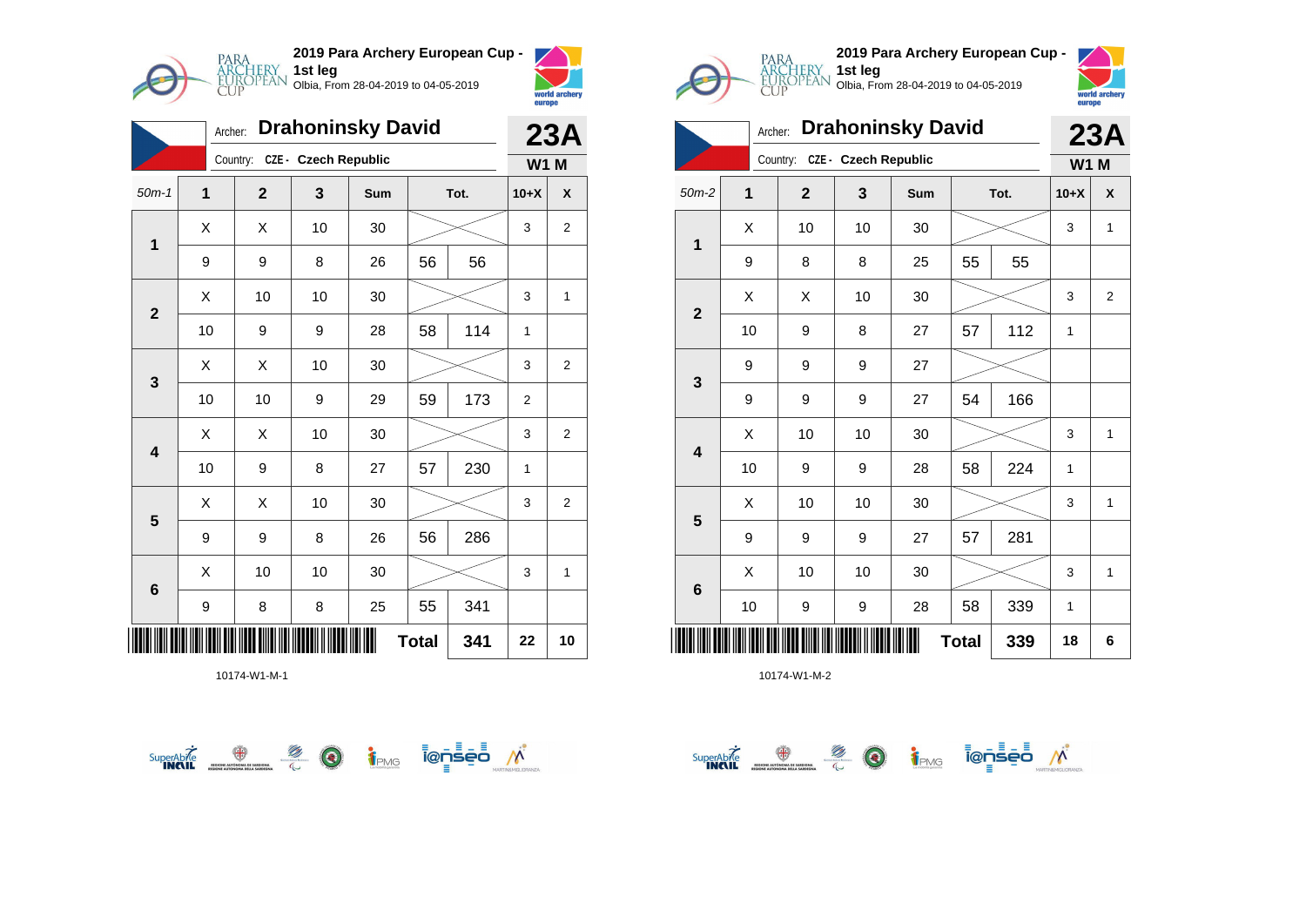## 2019 Para Archery European Cup - 1st leg

Olbia, From 28-04-2019 to 04-05-2019

Archer: **Drahoninsky David** — **23A**

Country: CZE - Czech Republic — **W1 M**

| 50m-1 | 1 | 2 | 3 | Sum | | Tot. | 10+X | X |
|---|---|---|---|---|---|---|---|---|
| 1 | X | X | 10 | 30 | | | 3 | 2 |
| | 9 | 9 | 8 | 26 | 56 | 56 | | |
| 2 | X | 10 | 10 | 30 | | | 3 | 1 |
| | 10 | 9 | 9 | 28 | 58 | 114 | 1 | |
| 3 | X | X | 10 | 30 | | | 3 | 2 |
| | 10 | 10 | 9 | 29 | 59 | 173 | 2 | |
| 4 | X | X | 10 | 30 | | | 3 | 2 |
| | 10 | 9 | 8 | 27 | 57 | 230 | 1 | |
| 5 | X | X | 10 | 30 | | | 3 | 2 |
| | 9 | 9 | 8 | 26 | 56 | 286 | | |
| 6 | X | 10 | 10 | 30 | | | 3 | 1 |
| | 9 | 8 | 8 | 25 | 55 | 341 | | |
| | | | | | **Total** | **341** | **22** | **10** |

10174-W1-M-1

## 2019 Para Archery European Cup - 1st leg

Olbia, From 28-04-2019 to 04-05-2019

Archer: **Drahoninsky David** — **23A**

Country: CZE - Czech Republic — **W1 M**

| 50m-2 | 1 | 2 | 3 | Sum | | Tot. | 10+X | X |
|---|---|---|---|---|---|---|---|---|
| 1 | X | 10 | 10 | 30 | | | 3 | 1 |
| | 9 | 8 | 8 | 25 | 55 | 55 | | |
| 2 | X | X | 10 | 30 | | | 3 | 2 |
| | 10 | 9 | 8 | 27 | 57 | 112 | 1 | |
| 3 | 9 | 9 | 9 | 27 | | | | |
| | 9 | 9 | 9 | 27 | 54 | 166 | | |
| 4 | X | 10 | 10 | 30 | | | 3 | 1 |
| | 10 | 9 | 9 | 28 | 58 | 224 | 1 | |
| 5 | X | 10 | 10 | 30 | | | 3 | 1 |
| | 9 | 9 | 9 | 27 | 57 | 281 | | |
| 6 | X | 10 | 10 | 30 | | | 3 | 1 |
| | 10 | 9 | 9 | 28 | 58 | 339 | 1 | |
| | | | | | **Total** | **339** | **18** | **6** |

10174-W1-M-2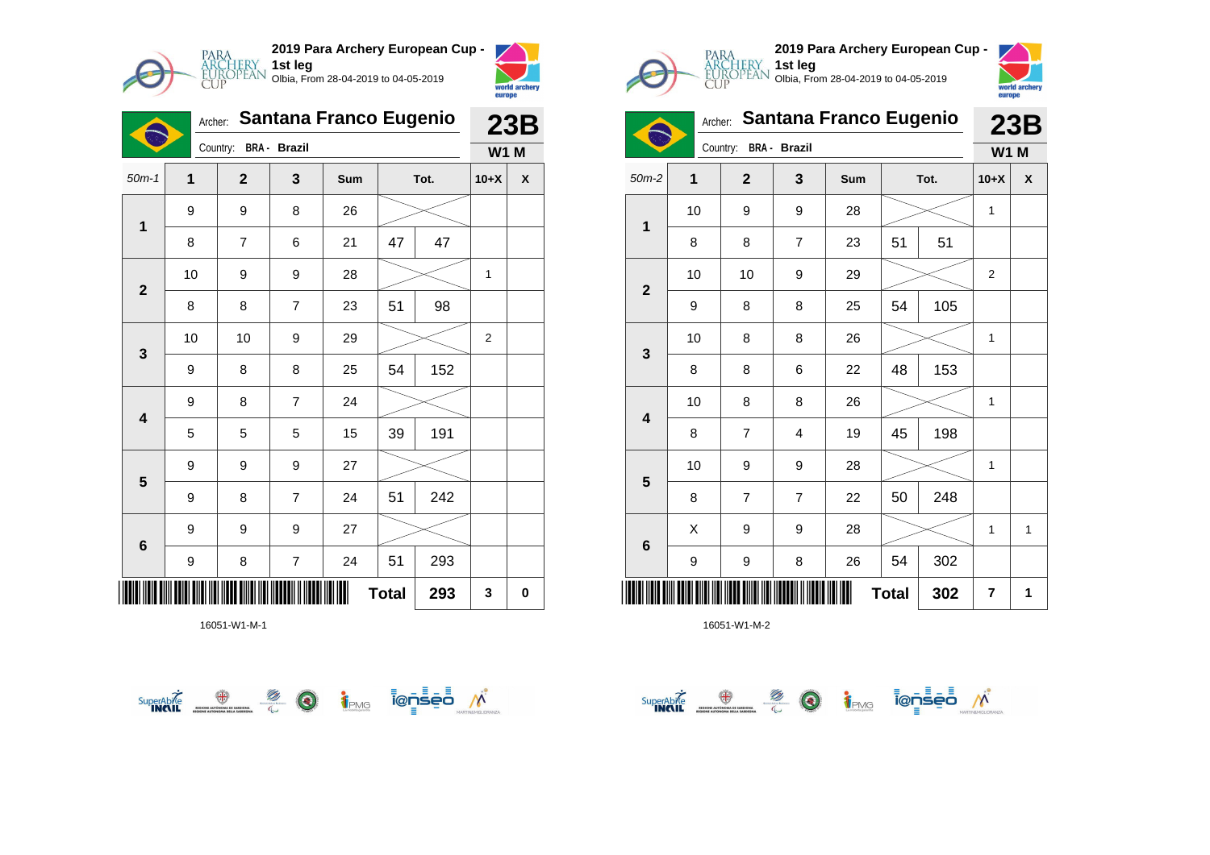2019 Para Archery European Cup - 1st leg
Olbia, From 28-04-2019 to 04-05-2019

Archer: **Santana Franco Eugenio**
Country: BRA - Brazil

**23B**
**W1 M**

| 50m-1 | 1 | 2 | 3 | Sum | Tot. | | 10+X | X |
|---|---|---|---|---|---|---|---|---|
| 1 | 9 | 9 | 8 | 26 | | | | |
| | 8 | 7 | 6 | 21 | 47 | 47 | | |
| 2 | 10 | 9 | 9 | 28 | | | 1 | |
| | 8 | 8 | 7 | 23 | 51 | 98 | | |
| 3 | 10 | 10 | 9 | 29 | | | 2 | |
| | 9 | 8 | 8 | 25 | 54 | 152 | | |
| 4 | 9 | 8 | 7 | 24 | | | | |
| | 5 | 5 | 5 | 15 | 39 | 191 | | |
| 5 | 9 | 9 | 9 | 27 | | | | |
| | 9 | 8 | 7 | 24 | 51 | 242 | | |
| 6 | 9 | 9 | 9 | 27 | | | | |
| | 9 | 8 | 7 | 24 | 51 | 293 | | |
| | | | | | **Total** | **293** | **3** | **0** |

16051-W1-M-1

2019 Para Archery European Cup - 1st leg
Olbia, From 28-04-2019 to 04-05-2019

Archer: **Santana Franco Eugenio**
Country: BRA - Brazil

**23B**
**W1 M**

| 50m-2 | 1 | 2 | 3 | Sum | Tot. | | 10+X | X |
|---|---|---|---|---|---|---|---|---|
| 1 | 10 | 9 | 9 | 28 | | | 1 | |
| | 8 | 8 | 7 | 23 | 51 | 51 | | |
| 2 | 10 | 10 | 9 | 29 | | | 2 | |
| | 9 | 8 | 8 | 25 | 54 | 105 | | |
| 3 | 10 | 8 | 8 | 26 | | | 1 | |
| | 8 | 8 | 6 | 22 | 48 | 153 | | |
| 4 | 10 | 8 | 8 | 26 | | | 1 | |
| | 8 | 7 | 4 | 19 | 45 | 198 | | |
| 5 | 10 | 9 | 9 | 28 | | | 1 | |
| | 8 | 7 | 7 | 22 | 50 | 248 | | |
| 6 | X | 9 | 9 | 28 | | | 1 | 1 |
| | 9 | 9 | 8 | 26 | 54 | 302 | | |
| | | | | | **Total** | **302** | **7** | **1** |

16051-W1-M-2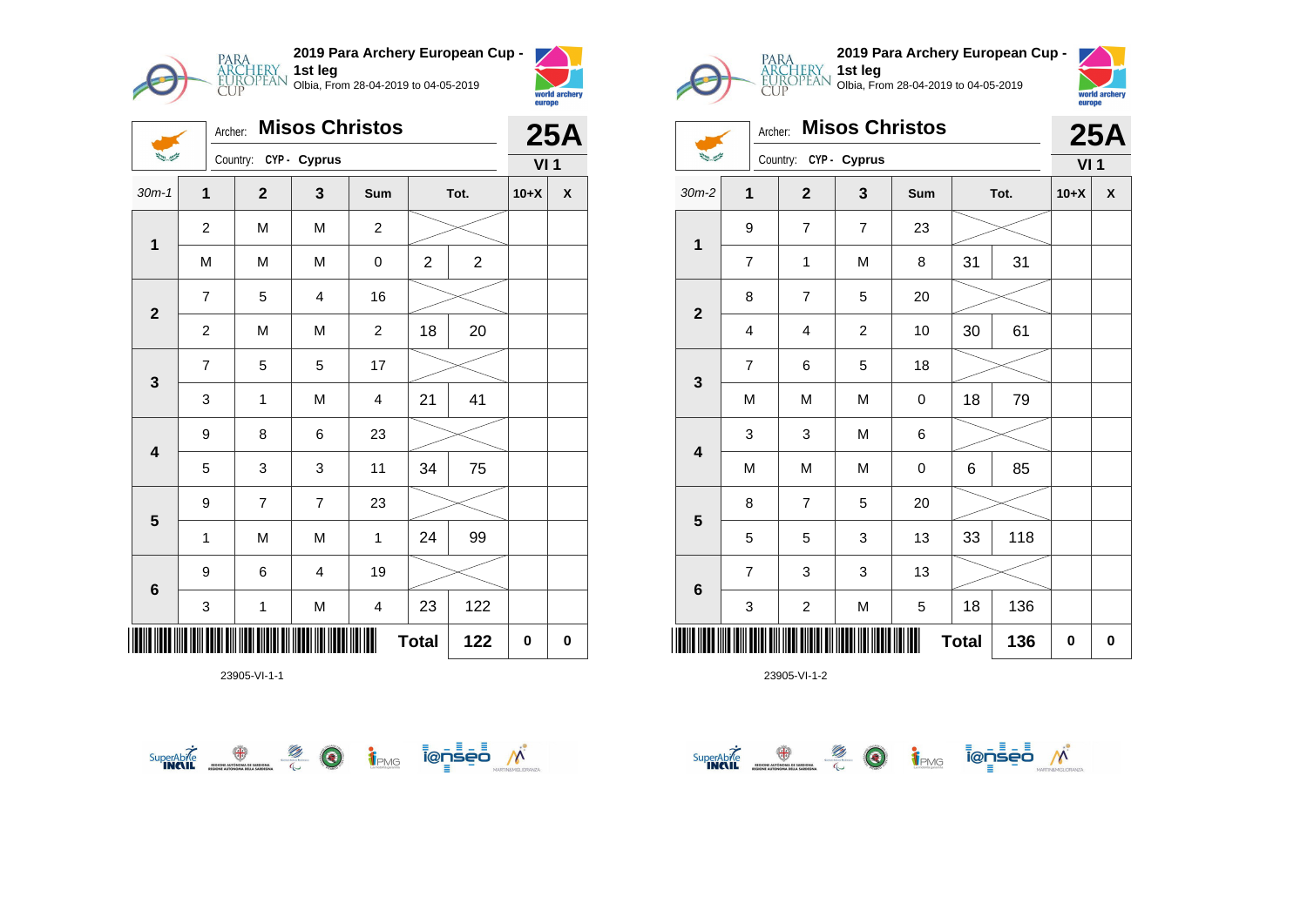2019 Para Archery European Cup - 1st leg
Olbia, From 28-04-2019 to 04-05-2019

Archer: **Misos Christos**
Country: CYP - Cyprus

**25A**
**VI 1**

| 30m-1 | 1 | 2 | 3 | Sum | Tot. | | 10+X | X |
|---|---|---|---|---|---|---|---|---|
| 1 | 2 | M | M | 2 | | | | |
| | M | M | M | 0 | 2 | 2 | | |
| 2 | 7 | 5 | 4 | 16 | | | | |
| | 2 | M | M | 2 | 18 | 20 | | |
| 3 | 7 | 5 | 5 | 17 | | | | |
| | 3 | 1 | M | 4 | 21 | 41 | | |
| 4 | 9 | 8 | 6 | 23 | | | | |
| | 5 | 3 | 3 | 11 | 34 | 75 | | |
| 5 | 9 | 7 | 7 | 23 | | | | |
| | 1 | M | M | 1 | 24 | 99 | | |
| 6 | 9 | 6 | 4 | 19 | | | | |
| | 3 | 1 | M | 4 | 23 | 122 | | |
| | | | | | **Total** | **122** | **0** | **0** |

23905-VI-1-1

2019 Para Archery European Cup - 1st leg
Olbia, From 28-04-2019 to 04-05-2019

Archer: **Misos Christos**
Country: CYP - Cyprus

**25A**
**VI 1**

| 30m-2 | 1 | 2 | 3 | Sum | Tot. | | 10+X | X |
|---|---|---|---|---|---|---|---|---|
| 1 | 9 | 7 | 7 | 23 | | | | |
| | 7 | 1 | M | 8 | 31 | 31 | | |
| 2 | 8 | 7 | 5 | 20 | | | | |
| | 4 | 4 | 2 | 10 | 30 | 61 | | |
| 3 | 7 | 6 | 5 | 18 | | | | |
| | M | M | M | 0 | 18 | 79 | | |
| 4 | 3 | 3 | M | 6 | | | | |
| | M | M | M | 0 | 6 | 85 | | |
| 5 | 8 | 7 | 5 | 20 | | | | |
| | 5 | 5 | 3 | 13 | 33 | 118 | | |
| 6 | 7 | 3 | 3 | 13 | | | | |
| | 3 | 2 | M | 5 | 18 | 136 | | |
| | | | | | **Total** | **136** | **0** | **0** |

23905-VI-1-2